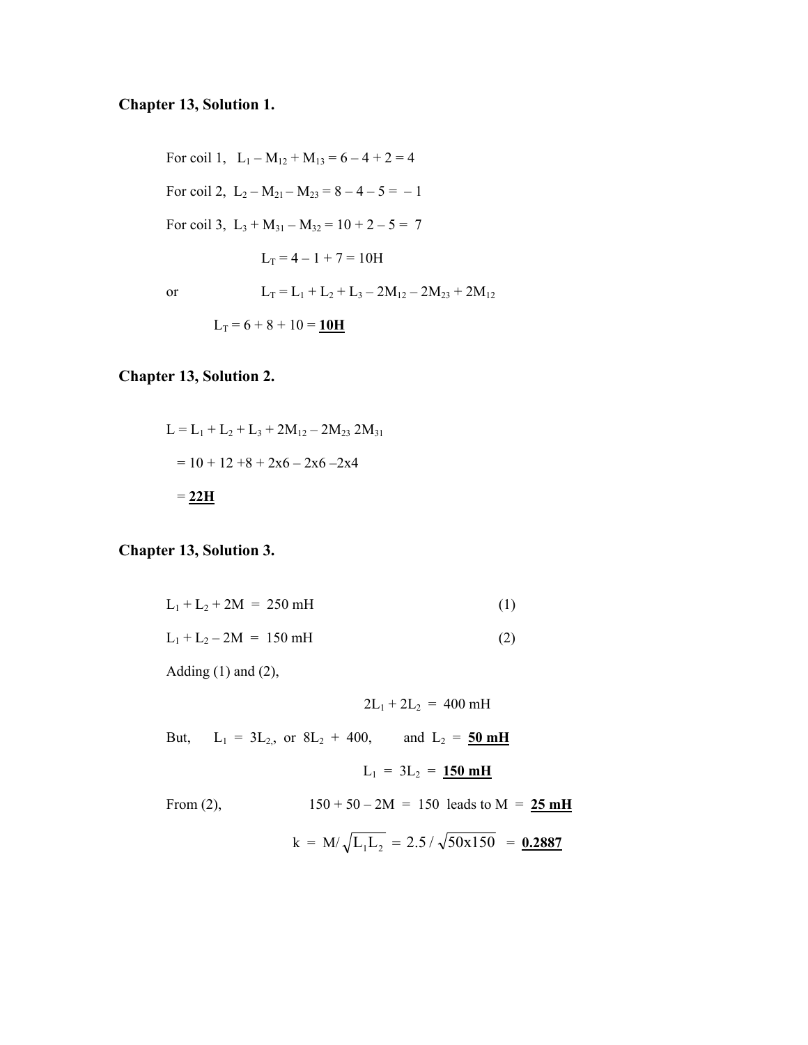## Chapter 13, Solution 1.

For coil 1, $L_1 – M_{12} + M_{13} = 6 – 4 + 2 = 4$

For coil 2, $L_2 – M_{21} – M_{23} = 8 – 4 – 5 = – 1$

For coil 3, $L_3 + M_{31} – M_{32} = 10 + 2 – 5 = 7$

$$L_T = 4 – 1 + 7 = 10H$$

or

$$L_T = L_1 + L_2 + L_3 – 2M_{12} – 2M_{23} + 2M_{12}$$

$$L_T = 6 + 8 + 10 = \underline{\mathbf{10H}}$$

## Chapter 13, Solution 2.

$$L = L_1 + L_2 + L_3 + 2M_{12} – 2M_{23}\ 2M_{31}$$

$$= 10 + 12 +8 + 2x6 – 2x6 –2x4$$

$$= \underline{\mathbf{22H}}$$

## Chapter 13, Solution 3.

$$L_1 + L_2 + 2M = 250 \text{ mH} \qquad (1)$$

$$L_1 + L_2 – 2M = 150 \text{ mH} \qquad (2)$$

Adding (1) and (2),

$$2L_1 + 2L_2 = 400 \text{ mH}$$

But, $L_1 = 3L_2$,, or $8L_2 + 400$, and $L_2 = \underline{\mathbf{50 \text{ mH}}}$

$$L_1 = 3L_2 = \underline{\mathbf{150 \text{ mH}}}$$

From (2), $150 + 50 – 2M = 150$ leads to $M = \underline{\mathbf{25 \text{ mH}}}$

$$k = M/\sqrt{L_1 L_2} = 2.5/\sqrt{50x150} = \underline{\mathbf{0.2887}}$$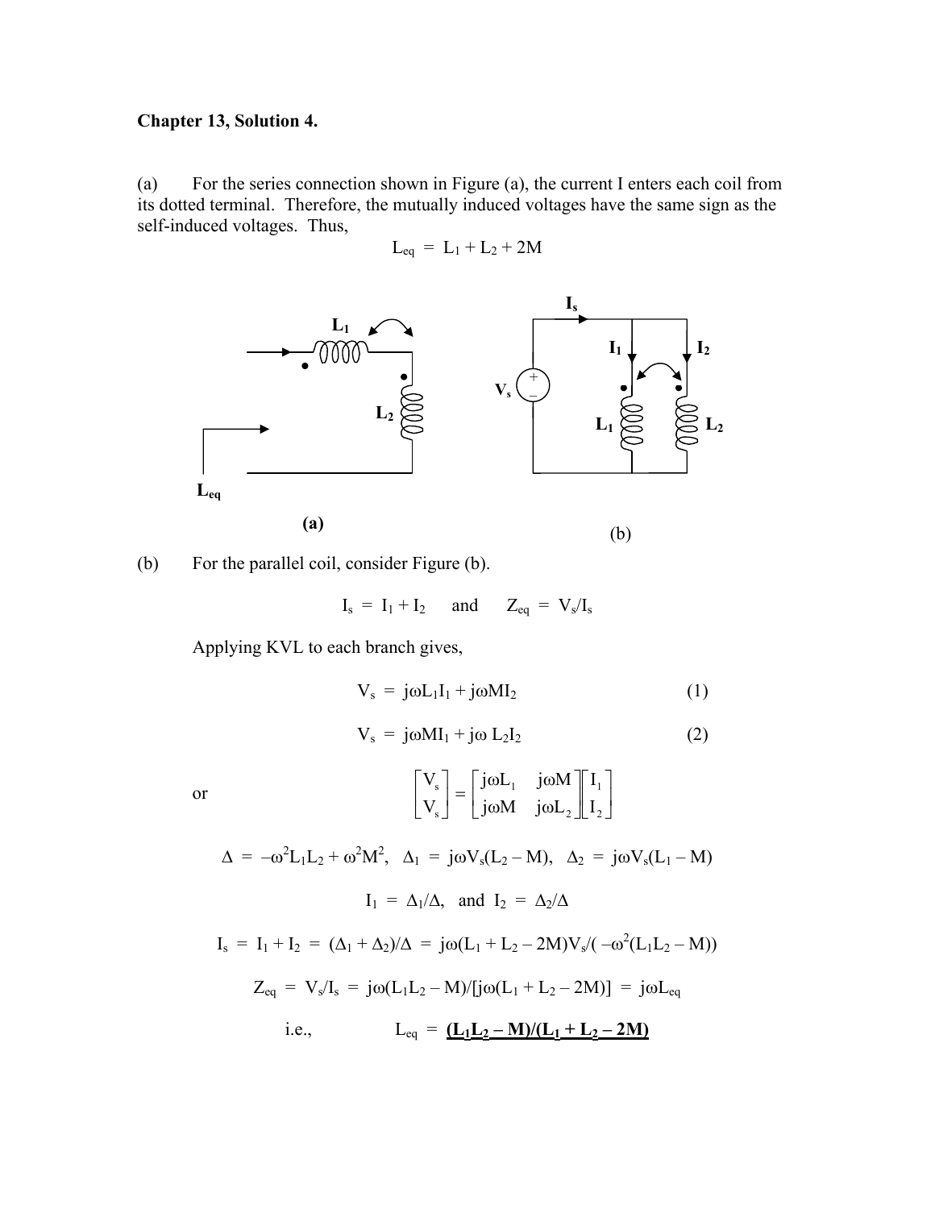**Chapter 13, Solution 4.**

(a) For the series connection shown in Figure (a), the current I enters each coil from its dotted terminal. Therefore, the mutually induced voltages have the same sign as the self-induced voltages. Thus,

$$L_{eq} = L_1 + L_2 + 2M$$

(a)

(b)

(b) For the parallel coil, consider Figure (b).

$$I_s = I_1 + I_2 \quad \text{and} \quad Z_{eq} = V_s/I_s$$

Applying KVL to each branch gives,

$$V_s = j\omega L_1 I_1 + j\omega M I_2 \qquad (1)$$

$$V_s = j\omega M I_1 + j\omega L_2 I_2 \qquad (2)$$

or

$$\begin{bmatrix} V_s \\ V_s \end{bmatrix} = \begin{bmatrix} j\omega L_1 & j\omega M \\ j\omega M & j\omega L_2 \end{bmatrix} \begin{bmatrix} I_1 \\ I_2 \end{bmatrix}$$

$$\Delta = -\omega^2 L_1 L_2 + \omega^2 M^2, \quad \Delta_1 = j\omega V_s(L_2 - M), \quad \Delta_2 = j\omega V_s(L_1 - M)$$

$$I_1 = \Delta_1/\Delta, \quad \text{and} \quad I_2 = \Delta_2/\Delta$$

$$I_s = I_1 + I_2 = (\Delta_1 + \Delta_2)/\Delta = j\omega(L_1 + L_2 - 2M)V_s/(-\omega^2(L_1L_2 - M))$$

$$Z_{eq} = V_s/I_s = j\omega(L_1L_2 - M)/[j\omega(L_1 + L_2 - 2M)] = j\omega L_{eq}$$

i.e., $L_{eq} = \underline{\mathbf{(L_1L_2 - M)/(L_1 + L_2 - 2M)}}$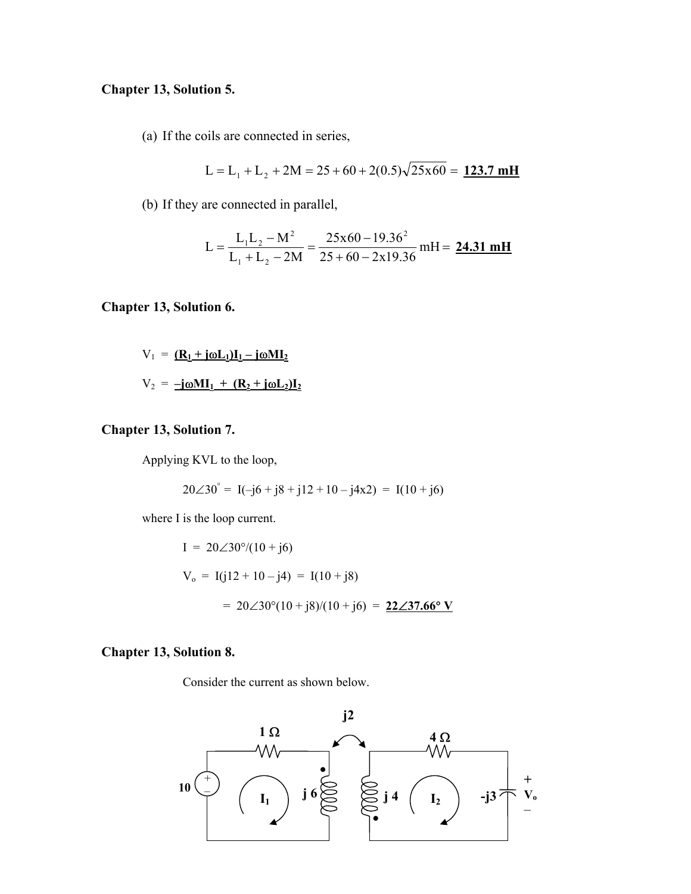## Chapter 13, Solution 5.

(a) If the coils are connected in series,

$$L = L_1 + L_2 + 2M = 25 + 60 + 2(0.5)\sqrt{25x60} = \underline{\mathbf{123.7\ mH}}$$

(b) If they are connected in parallel,

$$L = \frac{L_1L_2 - M^2}{L_1 + L_2 - 2M} = \frac{25x60 - 19.36^2}{25 + 60 - 2x19.36}\text{mH} = \underline{\mathbf{24.31\ mH}}$$

## Chapter 13, Solution 6.

$V_1 = \underline{\mathbf{(R_1 + j\omega L_1)I_1 - j\omega MI_2}}$

$V_2 = \underline{\mathbf{-j\omega MI_1 + (R_2 + j\omega L_2)I_2}}$

## Chapter 13, Solution 7.

Applying KVL to the loop,

$$20\angle 30^\circ = I(-j6 + j8 + j12 + 10 - j4x2) = I(10 + j6)$$

where I is the loop current.

$$I = 20\angle 30^\circ/(10 + j6)$$

$$V_o = I(j12 + 10 - j4) = I(10 + j8)$$

$$= 20\angle 30^\circ(10 + j8)/(10 + j6) = \underline{\mathbf{22\angle 37.66^\circ\ V}}$$

## Chapter 13, Solution 8.

Consider the current as shown below.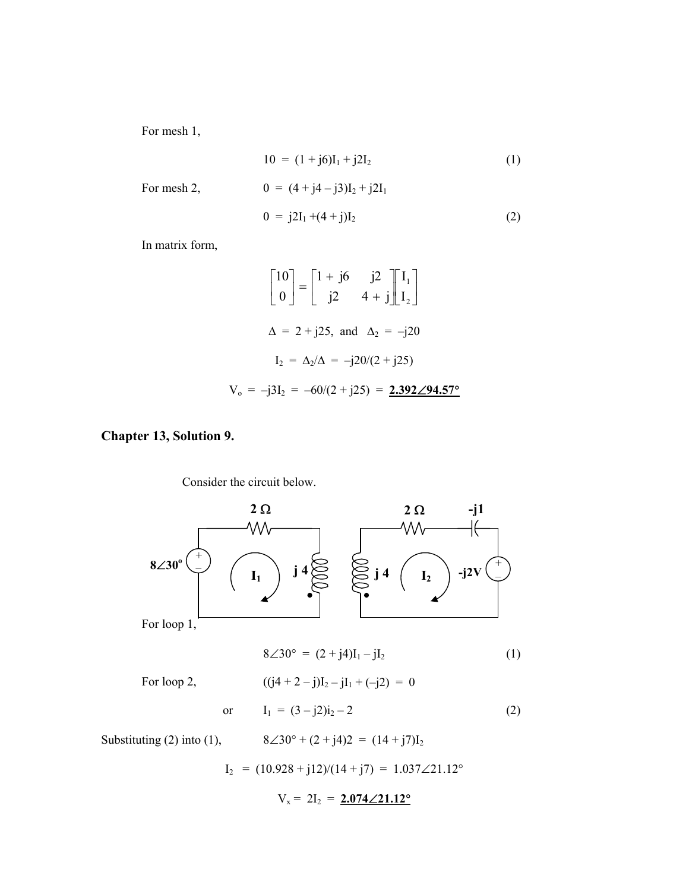For mesh 1,

$$10 = (1 + j6)I_1 + j2I_2 \tag{1}$$

For mesh 2,

$$0 = (4 + j4 - j3)I_2 + j2I_1$$

$$0 = j2I_1 + (4 + j)I_2 \tag{2}$$

In matrix form,

$$\begin{bmatrix} 10 \\ 0 \end{bmatrix} = \begin{bmatrix} 1 + j6 & j2 \\ j2 & 4 + j \end{bmatrix} \begin{bmatrix} I_1 \\ I_2 \end{bmatrix}$$

$$\Delta = 2 + j25, \text{ and } \Delta_2 = -j20$$

$$I_2 = \Delta_2/\Delta = -j20/(2 + j25)$$

$$V_o = -j3I_2 = -60/(2 + j25) = \underline{\mathbf{2.392\angle 94.57^\circ}}$$

## Chapter 13, Solution 9.

Consider the circuit below.

For loop 1,

$$8\angle 30^\circ = (2 + j4)I_1 - jI_2 \tag{1}$$

For loop 2,

$$((j4 + 2 - j)I_2 - jI_1 + (-j2) = 0$$

or

$$I_1 = (3 - j2)i_2 - 2 \tag{2}$$

Substituting (2) into (1),

$$8\angle 30^\circ + (2 + j4)2 = (14 + j7)I_2$$

$$I_2 = (10.928 + j12)/(14 + j7) = 1.037\angle 21.12^\circ$$

$$V_x = 2I_2 = \underline{\mathbf{2.074\angle 21.12^\circ}}$$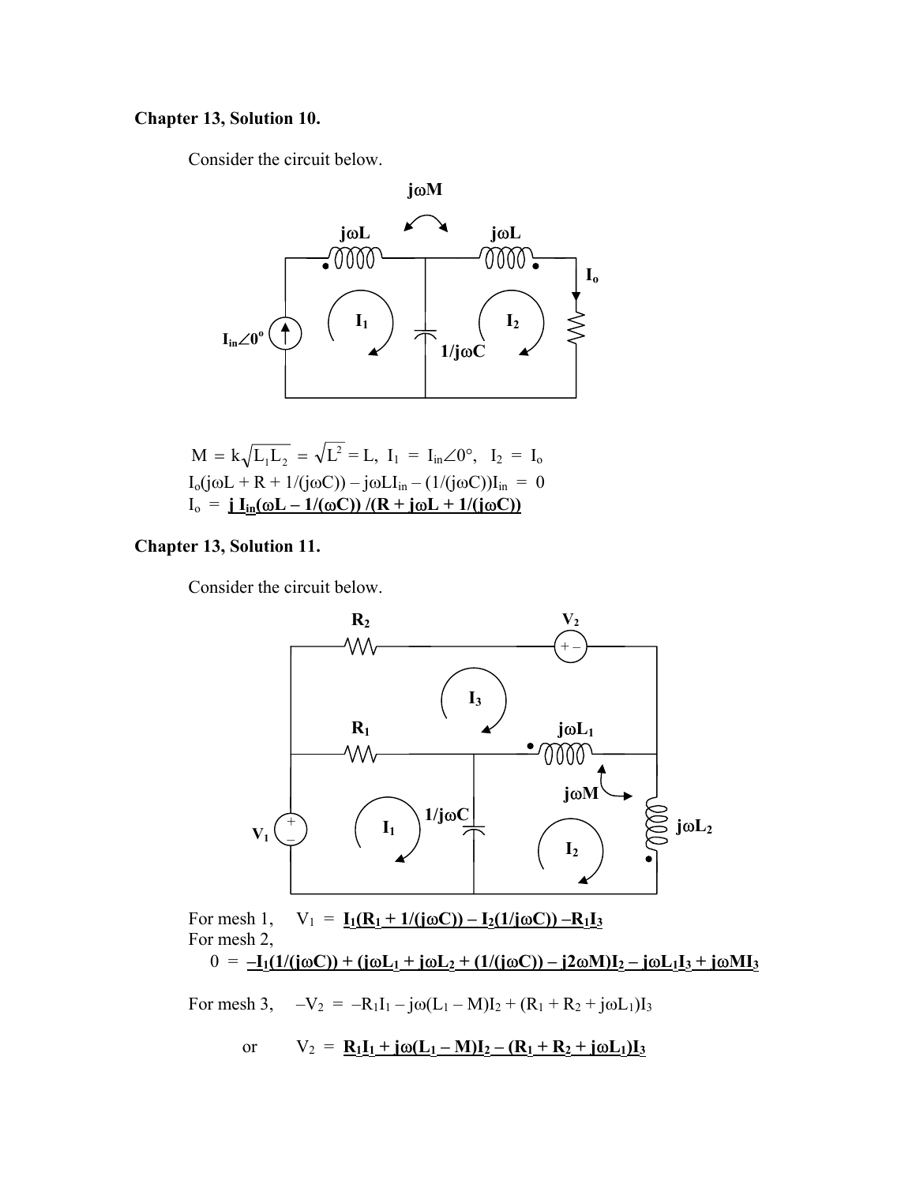**Chapter 13, Solution 10.**

Consider the circuit below.

$$M = k\sqrt{L_1L_2} = \sqrt{L^2} = L, \quad I_1 = I_{in}\angle 0°, \quad I_2 = I_o$$

$$I_o(j\omega L + R + 1/(j\omega C)) - j\omega L I_{in} - (1/(j\omega C))I_{in} = 0$$

$$I_o = \underline{\mathbf{j\, I_{in}(\omega L - 1/(\omega C))\, /(R + j\omega L + 1/(j\omega C))}}$$

**Chapter 13, Solution 11.**

Consider the circuit below.

For mesh 1, $V_1 = \underline{\mathbf{I_1(R_1 + 1/(j\omega C)) - I_2(1/j\omega C) - R_1I_3}}$

For mesh 2,

$$0 = \underline{\mathbf{-I_1(1/(j\omega C)) + (j\omega L_1 + j\omega L_2 + (1/(j\omega C)) - j2\omega M)I_2 - j\omega L_1 I_3 + j\omega M I_3}}$$

For mesh 3, $-V_2 = -R_1I_1 - j\omega(L_1 - M)I_2 + (R_1 + R_2 + j\omega L_1)I_3$

or $\quad V_2 = \underline{\mathbf{R_1I_1 + j\omega(L_1 - M)I_2 - (R_1 + R_2 + j\omega L_1)I_3}}$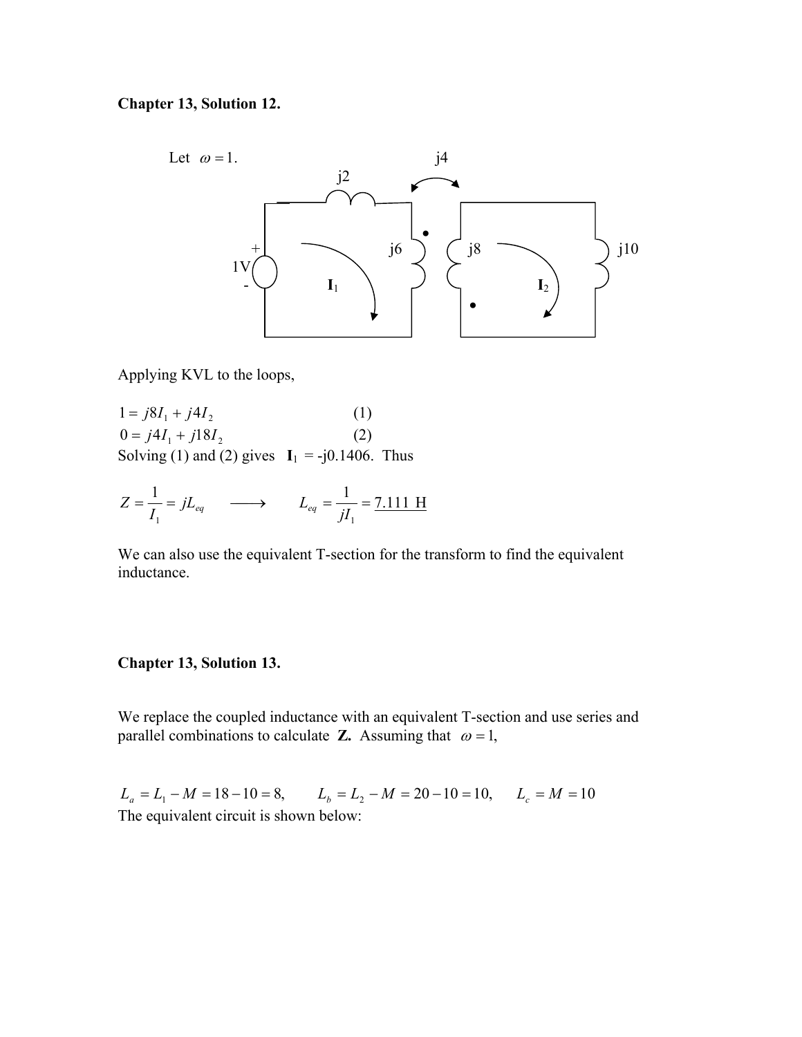**Chapter 13, Solution 12.**

Let $\omega = 1$.

Applying KVL to the loops,

$$1 = j8I_1 + j4I_2 \qquad (1)$$

$$0 = j4I_1 + j18I_2 \qquad (2)$$

Solving (1) and (2) gives $\mathbf{I}_1$ = -j0.1406. Thus

$$Z = \frac{1}{I_1} = jL_{eq} \quad \longrightarrow \quad L_{eq} = \frac{1}{jI_1} = \underline{7.111 \text{ H}}$$

We can also use the equivalent T-section for the transform to find the equivalent inductance.

**Chapter 13, Solution 13.**

We replace the coupled inductance with an equivalent T-section and use series and parallel combinations to calculate **Z.** Assuming that $\omega = 1$,

$$L_a = L_1 - M = 18 - 10 = 8, \qquad L_b = L_2 - M = 20 - 10 = 10, \qquad L_c = M = 10$$

The equivalent circuit is shown below: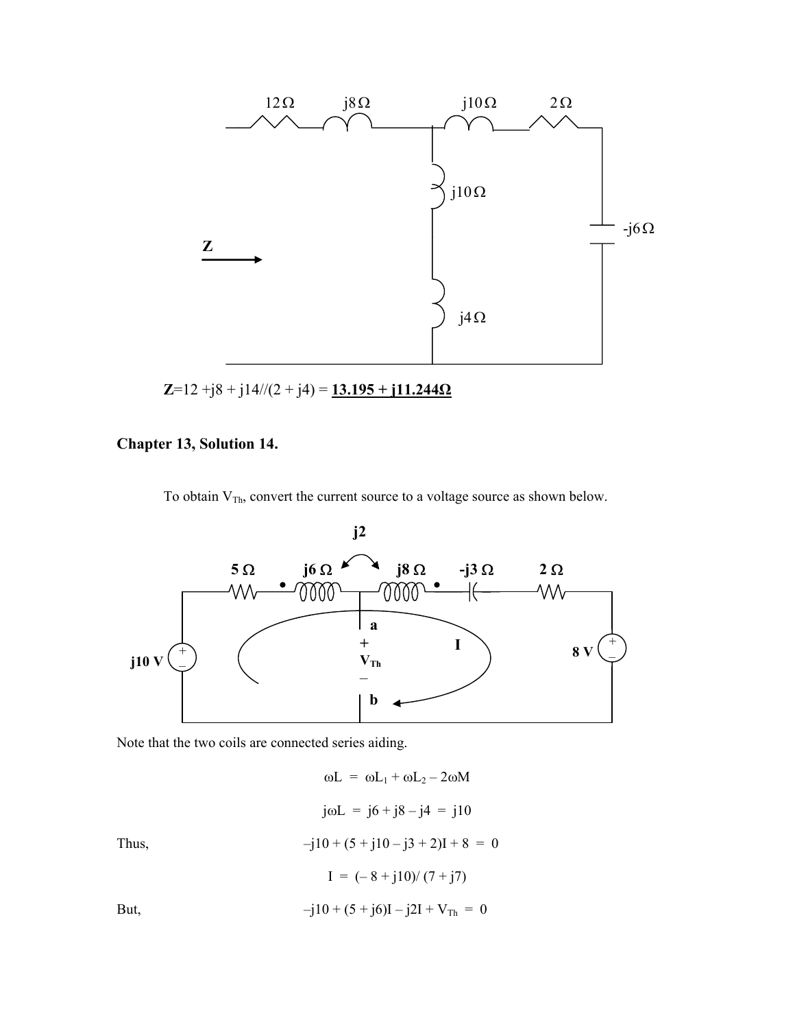$\mathbf{Z}=12 + j8 + j14//(2 + j4) = \mathbf{13.195 + j11.244\Omega}$

## Chapter 13, Solution 14.

To obtain $V_{Th}$, convert the current source to a voltage source as shown below.

Note that the two coils are connected series aiding.

$$\omega L = \omega L_1 + \omega L_2 - 2\omega M$$

$$j\omega L = j6 + j8 - j4 = j10$$

Thus,

$$-j10 + (5 + j10 - j3 + 2)I + 8 = 0$$

$$I = (-8 + j10)/(7 + j7)$$

But,

$$-j10 + (5 + j6)I - j2I + V_{Th} = 0$$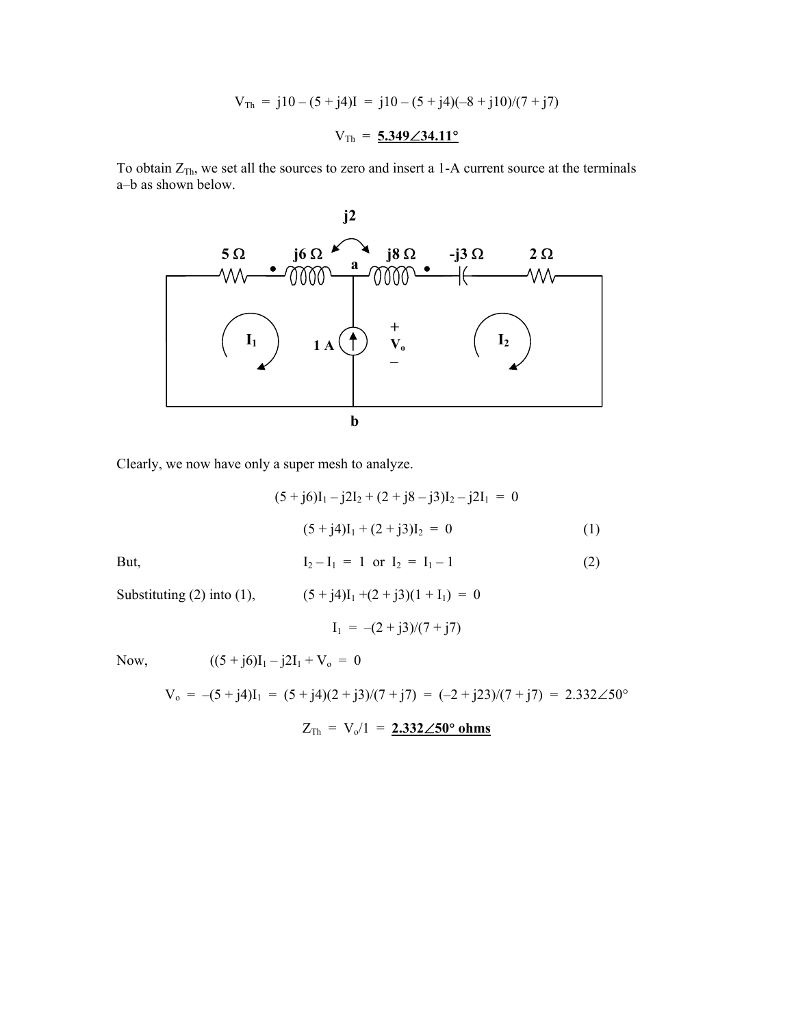$$V_{Th} = j10 - (5 + j4)I = j10 - (5 + j4)(-8 + j10)/(7 + j7)$$

$$V_{Th} = \underline{\mathbf{5.349\angle 34.11°}}$$

To obtain $Z_{Th}$, we set all the sources to zero and insert a 1-A current source at the terminals a–b as shown below.

Clearly, we now have only a super mesh to analyze.

$$(5 + j6)I_1 - j2I_2 + (2 + j8 - j3)I_2 - j2I_1 = 0$$

$$(5 + j4)I_1 + (2 + j3)I_2 = 0 \qquad (1)$$

But,

$$I_2 - I_1 = 1 \text{ or } I_2 = I_1 - 1 \qquad (2)$$

Substituting (2) into (1),

$$(5 + j4)I_1 + (2 + j3)(1 + I_1) = 0$$

$$I_1 = -(2 + j3)/(7 + j7)$$

Now,

$$((5 + j6)I_1 - j2I_1 + V_o = 0$$

$$V_o = -(5 + j4)I_1 = (5 + j4)(2 + j3)/(7 + j7) = (-2 + j23)/(7 + j7) = 2.332\angle 50°$$

$$Z_{Th} = V_o/1 = \underline{\mathbf{2.332\angle 50° \text{ ohms}}}$$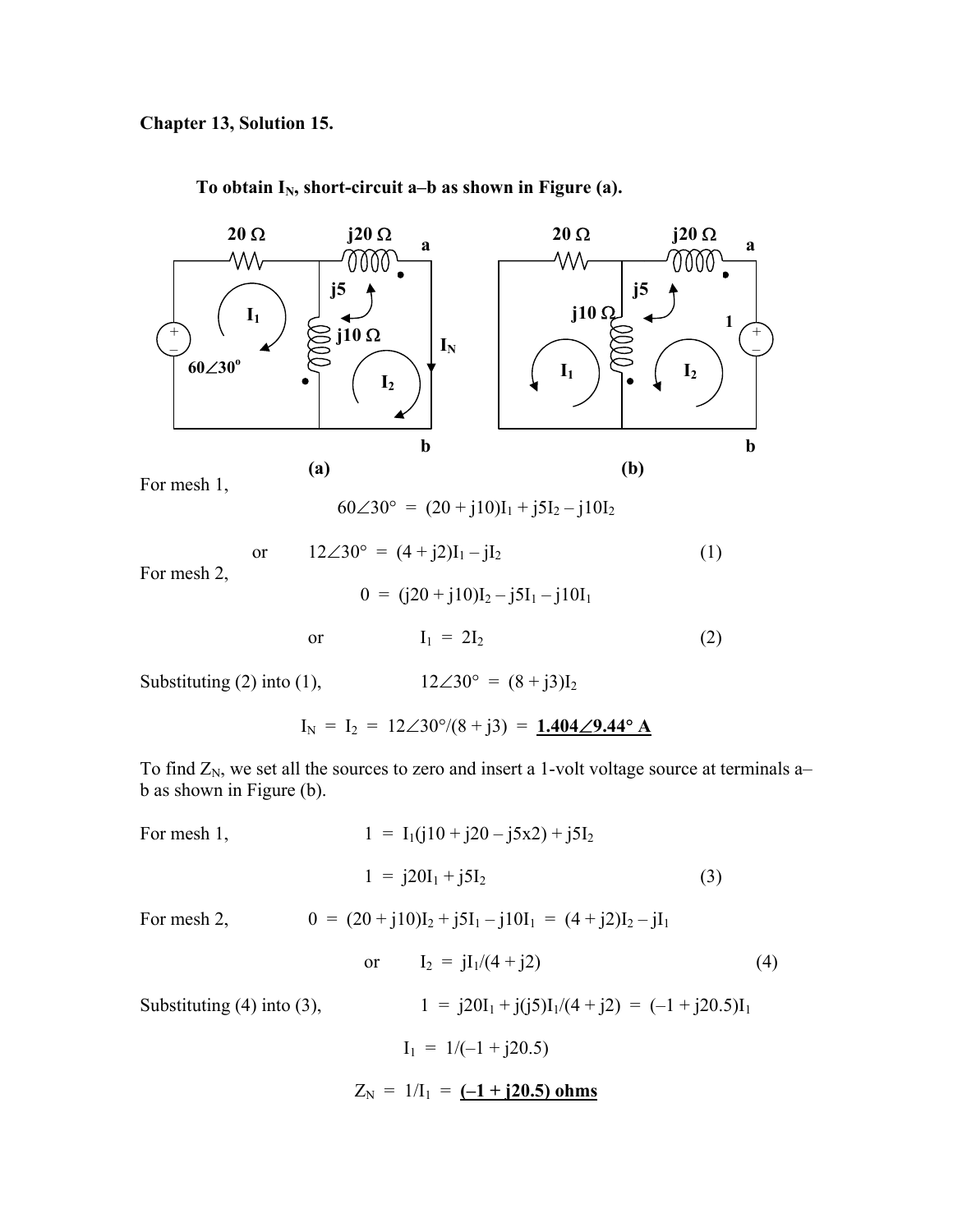**Chapter 13, Solution 15.**

**To obtain $I_N$, short-circuit a–b as shown in Figure (a).**

(a) (b)

For mesh 1,

$$60\angle 30° = (20 + j10)I_1 + j5I_2 - j10I_2$$

or $\quad 12\angle 30° = (4 + j2)I_1 - jI_2 \qquad (1)$

For mesh 2,

$$0 = (j20 + j10)I_2 - j5I_1 - j10I_1$$

or $\quad I_1 = 2I_2 \qquad (2)$

Substituting (2) into (1), $\quad 12\angle 30° = (8 + j3)I_2$

$$I_N = I_2 = 12\angle 30°/(8 + j3) = \underline{\mathbf{1.404\angle 9.44°\ A}}$$

To find $Z_N$, we set all the sources to zero and insert a 1-volt voltage source at terminals a–b as shown in Figure (b).

For mesh 1, $\quad 1 = I_1(j10 + j20 - j5x2) + j5I_2$

$$1 = j20I_1 + j5I_2 \qquad (3)$$

For mesh 2, $\quad 0 = (20 + j10)I_2 + j5I_1 - j10I_1 = (4 + j2)I_2 - jI_1$

or $\quad I_2 = jI_1/(4 + j2) \qquad (4)$

Substituting (4) into (3), $\quad 1 = j20I_1 + j(j5)I_1/(4 + j2) = (-1 + j20.5)I_1$

$$I_1 = 1/(-1 + j20.5)$$

$$Z_N = 1/I_1 = \underline{\mathbf{(-1 + j20.5)\ ohms}}$$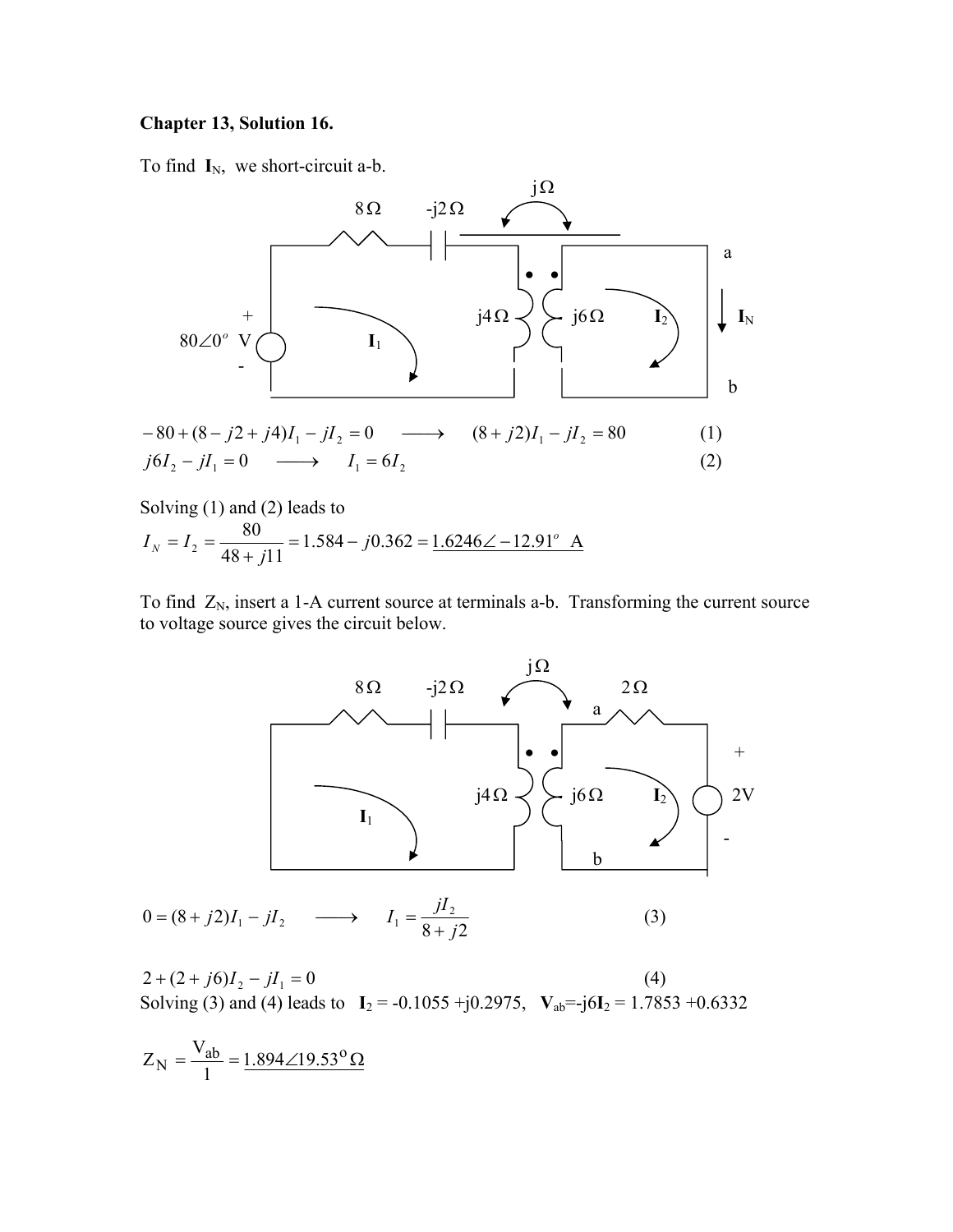**Chapter 13, Solution 16.**

To find $\mathbf{I}_N$, we short-circuit a-b.

$$-80 + (8 - j2 + j4)I_1 - jI_2 = 0 \quad \longrightarrow \quad (8 + j2)I_1 - jI_2 = 80 \qquad (1)$$

$$j6I_2 - jI_1 = 0 \quad \longrightarrow \quad I_1 = 6I_2 \qquad (2)$$

Solving (1) and (2) leads to

$$I_N = I_2 = \frac{80}{48 + j11} = 1.584 - j0.362 = \underline{1.6246\angle -12.91^o \text{ A}}$$

To find $Z_N$, insert a 1-A current source at terminals a-b. Transforming the current source to voltage source gives the circuit below.

$$0 = (8 + j2)I_1 - jI_2 \quad \longrightarrow \quad I_1 = \frac{jI_2}{8 + j2} \qquad (3)$$

$$2 + (2 + j6)I_2 - jI_1 = 0 \qquad (4)$$

Solving (3) and (4) leads to $\mathbf{I}_2 = -0.1055 + j0.2975$, $\mathbf{V}_{ab} = -j6\mathbf{I}_2 = 1.7853 + 0.6332$

$$Z_N = \frac{V_{ab}}{1} = \underline{1.894\angle 19.53^o \,\Omega}$$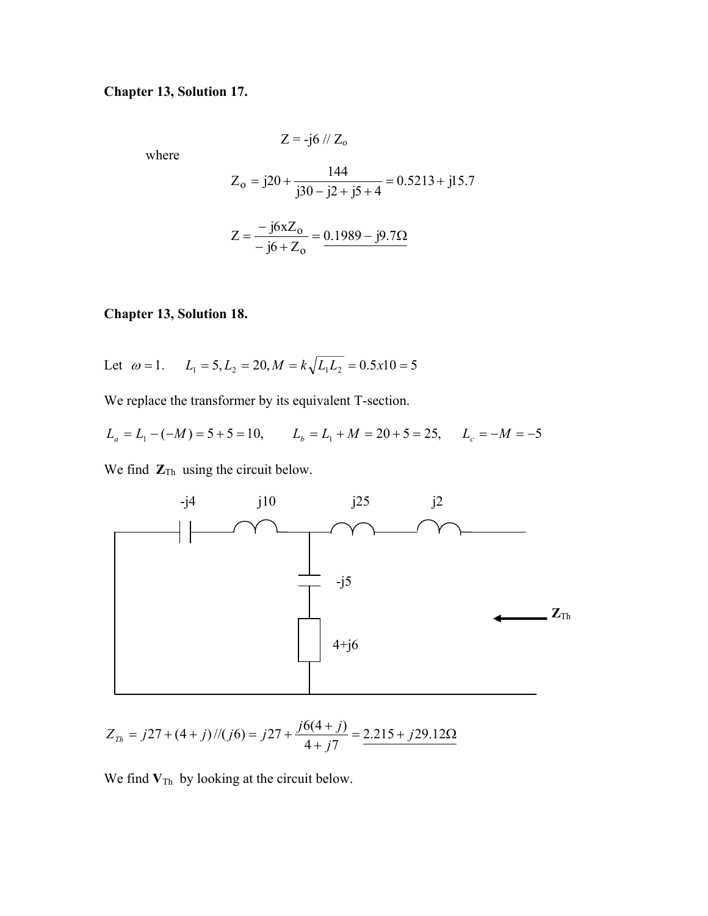**Chapter 13, Solution 17.**

$$Z = -j6 \,//\, Z_o$$

where

$$Z_o = j20 + \frac{144}{j30 - j2 + j5 + 4} = 0.5213 + j15.7$$

$$Z = \frac{-j6 x Z_o}{-j6 + Z_o} = \underline{0.1989 - j9.7\Omega}$$

**Chapter 13, Solution 18.**

Let $\omega = 1$. $\quad L_1 = 5, L_2 = 20, M = k\sqrt{L_1 L_2} = 0.5x10 = 5$

We replace the transformer by its equivalent T-section.

$L_a = L_1 - (-M) = 5 + 5 = 10, \qquad L_b = L_1 + M = 20 + 5 = 25, \qquad L_c = -M = -5$

We find $\mathbf{Z}_{Th}$ using the circuit below.

-j4 j10 j25 j2

-j5

4+j6

$\mathbf{Z}_{Th}$

$Z_{Th} = j27 + (4 + j) // (j6) = j27 + \dfrac{j6(4 + j)}{4 + j7} = \underline{2.215 + j29.12\Omega}$

We find $\mathbf{V}_{Th}$ by looking at the circuit below.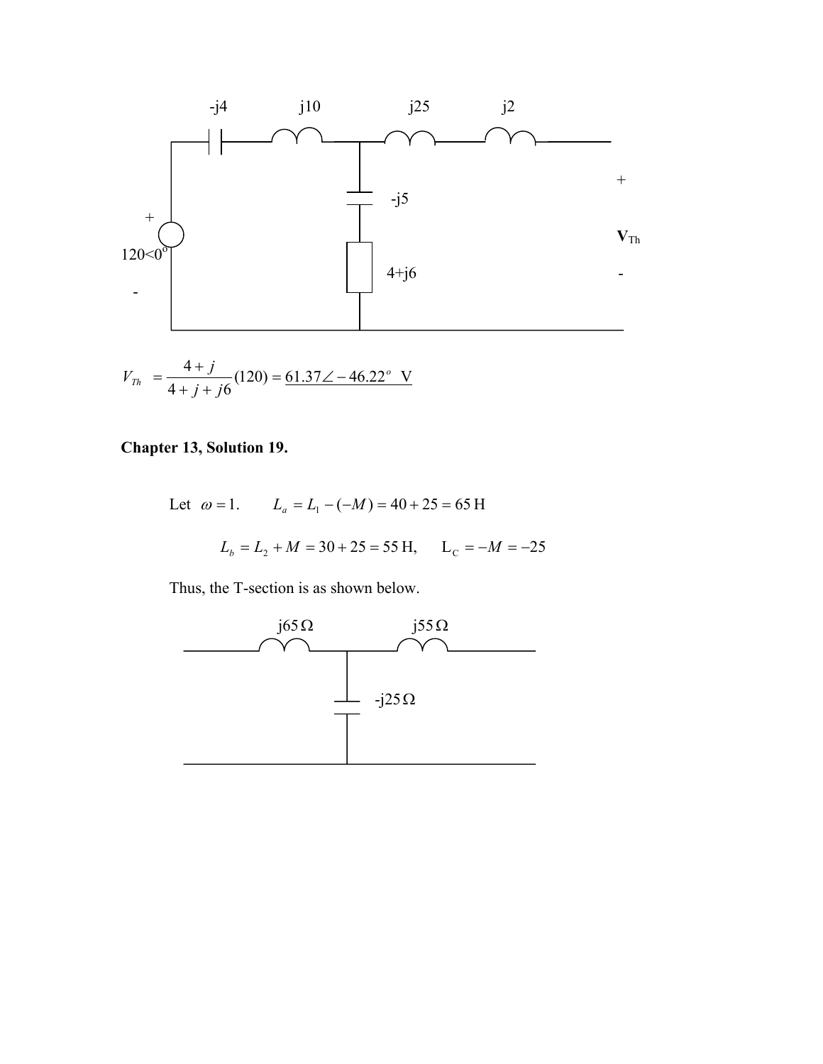$$V_{Th} = \frac{4+j}{4+j+j6}(120) = \underline{61.37\angle -46.22^o \text{ V}}$$

## Chapter 13, Solution 19.

Let $\omega = 1$. $\quad L_a = L_1 - (-M) = 40 + 25 = 65 \text{ H}$

$$L_b = L_2 + M = 30 + 25 = 55 \text{ H}, \qquad L_C = -M = -25$$

Thus, the T-section is as shown below.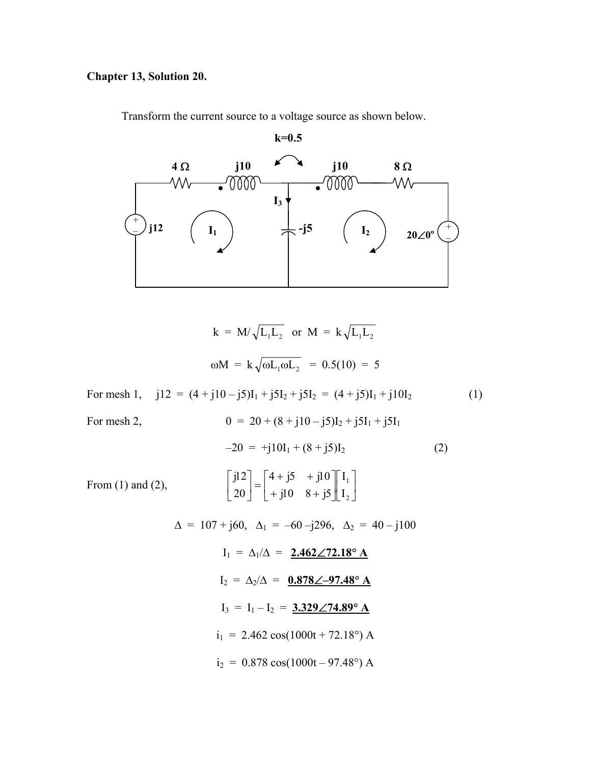**Chapter 13, Solution 20.**

Transform the current source to a voltage source as shown below.

**k=0.5**

**4 Ω** **j10** **j10** **8 Ω**

**I$_3$** **j12** **I$_1$** **-j5** **I$_2$** **20∠0°**

$$k = M/\sqrt{L_1 L_2} \quad \text{or} \quad M = k\sqrt{L_1 L_2}$$

$$\omega M = k\sqrt{\omega L_1 \omega L_2} = 0.5(10) = 5$$

For mesh 1, $\quad j12 = (4 + j10 - j5)I_1 + j5I_2 + j5I_2 = (4 + j5)I_1 + j10I_2 \qquad (1)$

For mesh 2, $\quad 0 = 20 + (8 + j10 - j5)I_2 + j5I_1 + j5I_1$

$$-20 = +j10I_1 + (8 + j5)I_2 \qquad (2)$$

From (1) and (2),

$$\begin{bmatrix} j12 \\ 20 \end{bmatrix} = \begin{bmatrix} 4 + j5 & +j10 \\ +j10 & 8 + j5 \end{bmatrix} \begin{bmatrix} I_1 \\ I_2 \end{bmatrix}$$

$$\Delta = 107 + j60, \quad \Delta_1 = -60 - j296, \quad \Delta_2 = 40 - j100$$

$$I_1 = \Delta_1/\Delta = \underline{\mathbf{2.462\angle 72.18° \ A}}$$

$$I_2 = \Delta_2/\Delta = \underline{\mathbf{0.878\angle -97.48° \ A}}$$

$$I_3 = I_1 - I_2 = \underline{\mathbf{3.329\angle 74.89° \ A}}$$

$$i_1 = 2.462 \cos(1000t + 72.18°) \text{ A}$$

$$i_2 = 0.878 \cos(1000t - 97.48°) \text{ A}$$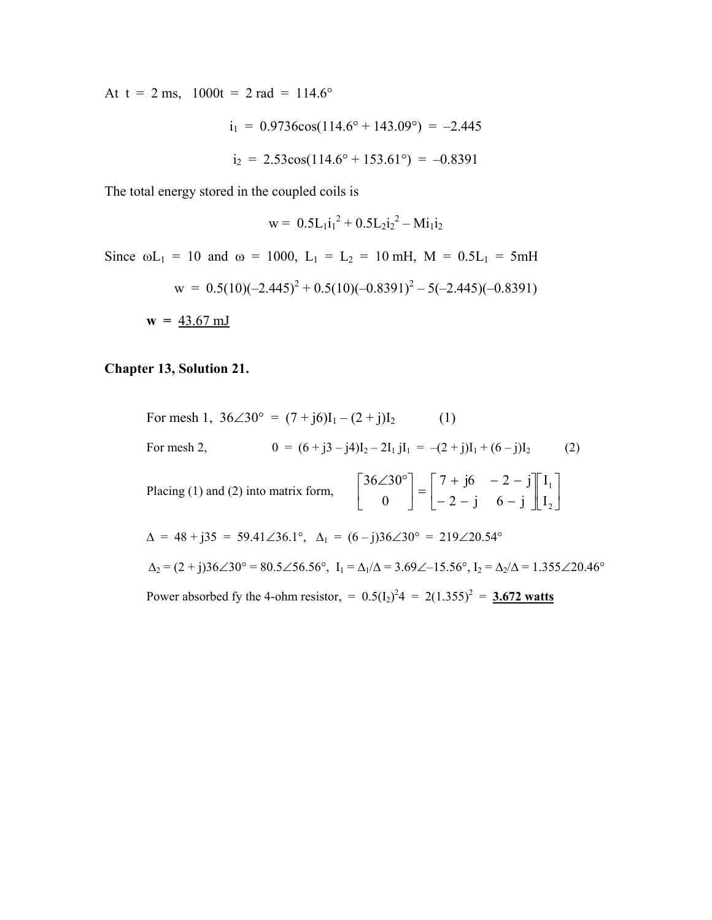At $t = 2$ ms, $1000t = 2$ rad $= 114.6°$

$$i_1 = 0.9736\cos(114.6° + 143.09°) = -2.445$$

$$i_2 = 2.53\cos(114.6° + 153.61°) = -0.8391$$

The total energy stored in the coupled coils is

$$w = 0.5L_1i_1^2 + 0.5L_2i_2^2 - Mi_1i_2$$

Since $\omega L_1 = 10$ and $\omega = 1000$, $L_1 = L_2 = 10$ mH, $M = 0.5L_1 = 5$mH

$$w = 0.5(10)(-2.445)^2 + 0.5(10)(-0.8391)^2 - 5(-2.445)(-0.8391)$$

**w** = <u>43.67 mJ</u>

**Chapter 13, Solution 21.**

For mesh 1, $36\angle 30° = (7 + j6)I_1 - (2 + j)I_2$ (1)

For mesh 2, $0 = (6 + j3 - j4)I_2 - 2I_1\ jI_1 = -(2 + j)I_1 + (6 - j)I_2$ (2)

Placing (1) and (2) into matrix form, $\begin{bmatrix} 36\angle 30° \\ 0 \end{bmatrix} = \begin{bmatrix} 7 + j6 & -2 - j \\ -2 - j & 6 - j \end{bmatrix}\begin{bmatrix} I_1 \\ I_2 \end{bmatrix}$

$\Delta = 48 + j35 = 59.41\angle 36.1°$, $\Delta_1 = (6 - j)36\angle 30° = 219\angle 20.54°$

$\Delta_2 = (2 + j)36\angle 30° = 80.5\angle 56.56°$, $I_1 = \Delta_1/\Delta = 3.69\angle -15.56°$, $I_2 = \Delta_2/\Delta = 1.355\angle 20.46°$

Power absorbed fy the 4-ohm resistor, $= 0.5(I_2)^2 4 = 2(1.355)^2 =$ <u>**3.672 watts**</u>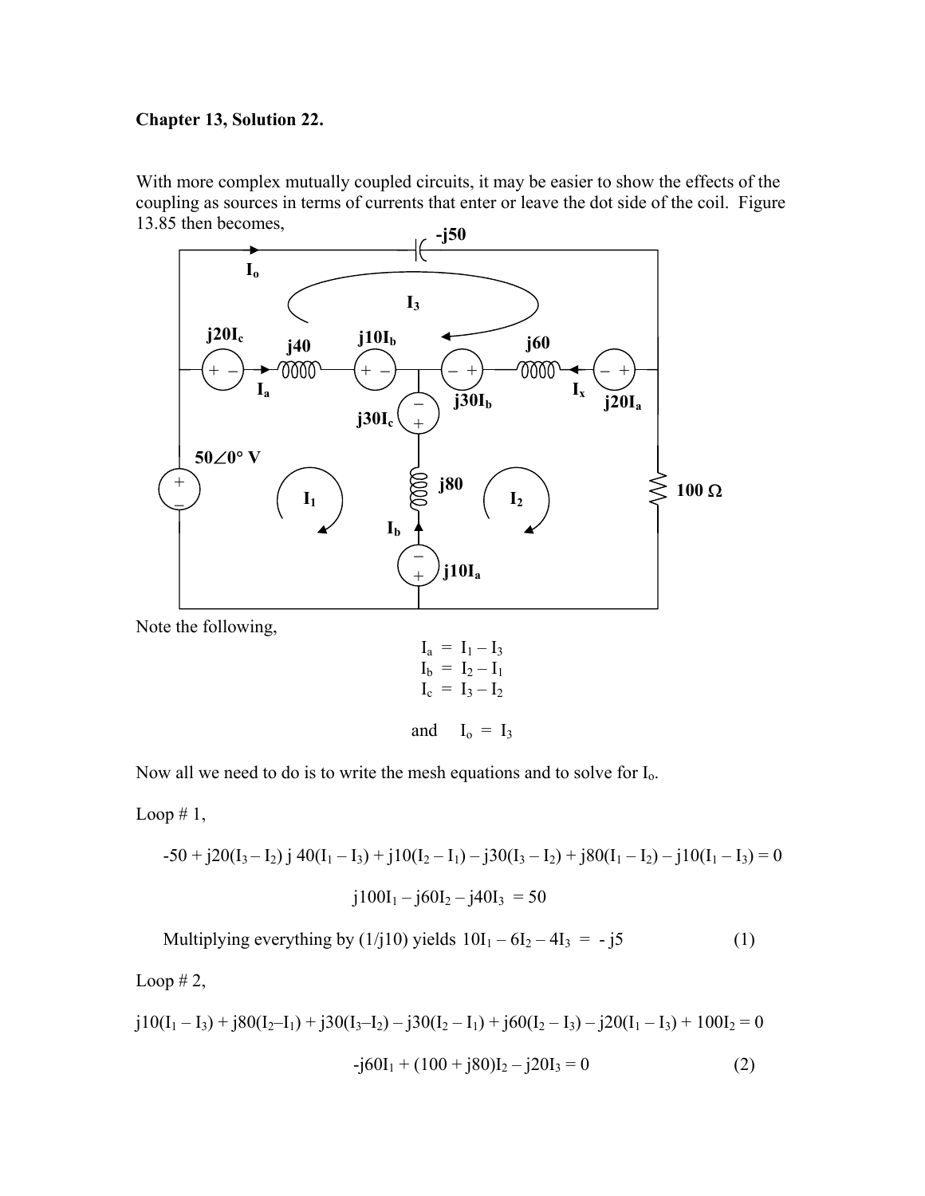**Chapter 13, Solution 22.**

With more complex mutually coupled circuits, it may be easier to show the effects of the coupling as sources in terms of currents that enter or leave the dot side of the coil. Figure 13.85 then becomes,

Note the following,

$$I_a = I_1 - I_3$$
$$I_b = I_2 - I_1$$
$$I_c = I_3 - I_2$$

and $\quad I_o = I_3$

Now all we need to do is to write the mesh equations and to solve for $I_o$.

Loop # 1,

$$-50 + j20(I_3 - I_2)\ j\,40(I_1 - I_3) + j10(I_2 - I_1) - j30(I_3 - I_2) + j80(I_1 - I_2) - j10(I_1 - I_3) = 0$$

$$j100I_1 - j60I_2 - j40I_3 = 50$$

Multiplying everything by (1/j10) yields $10I_1 - 6I_2 - 4I_3 = -j5$ (1)

Loop # 2,

$$j10(I_1 - I_3) + j80(I_2 - I_1) + j30(I_3 - I_2) - j30(I_2 - I_1) + j60(I_2 - I_3) - j20(I_1 - I_3) + 100I_2 = 0$$

$$-j60I_1 + (100 + j80)I_2 - j20I_3 = 0 \qquad (2)$$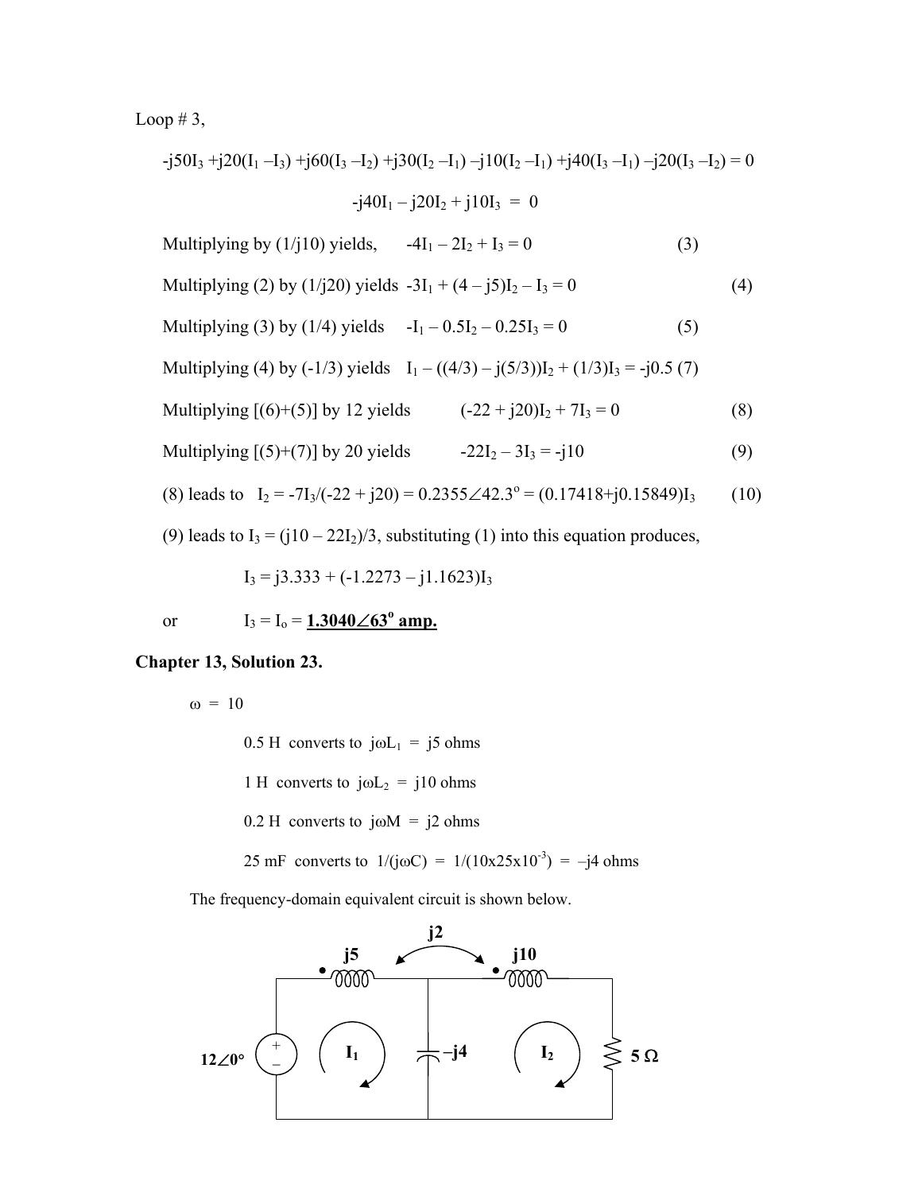Loop # 3,

$$-j50I_3 + j20(I_1 - I_3) + j60(I_3 - I_2) + j30(I_2 - I_1) - j10(I_2 - I_1) + j40(I_3 - I_1) - j20(I_3 - I_2) = 0$$

$$-j40I_1 - j20I_2 + j10I_3 = 0$$

Multiplying by (1/j10) yields, $\quad -4I_1 - 2I_2 + I_3 = 0 \qquad (3)$

Multiplying (2) by (1/j20) yields $\quad -3I_1 + (4 - j5)I_2 - I_3 = 0 \qquad (4)$

Multiplying (3) by (1/4) yields $\quad -I_1 - 0.5I_2 - 0.25I_3 = 0 \qquad (5)$

Multiplying (4) by (-1/3) yields $\quad I_1 - ((4/3) - j(5/3))I_2 + (1/3)I_3 = -j0.5 \ (7)$

Multiplying [(6)+(5)] by 12 yields $\quad (-22 + j20)I_2 + 7I_3 = 0 \qquad (8)$

Multiplying [(5)+(7)] by 20 yields $\quad -22I_2 - 3I_3 = -j10 \qquad (9)$

(8) leads to $\quad I_2 = -7I_3/(-22 + j20) = 0.2355\angle 42.3^\circ = (0.17418+j0.15849)I_3 \qquad (10)$

(9) leads to $I_3 = (j10 - 22I_2)/3$, substituting (1) into this equation produces,

$$I_3 = j3.333 + (-1.2273 - j1.1623)I_3$$

or $\quad I_3 = I_o =$ $\underline{\mathbf{1.3040\angle 63^\circ \ amp.}}$

**Chapter 13, Solution 23.**

$\omega = 10$

0.5 H converts to $j\omega L_1 = j5$ ohms

1 H converts to $j\omega L_2 = j10$ ohms

0.2 H converts to $j\omega M = j2$ ohms

25 mF converts to $1/(j\omega C) = 1/(10\text{x}25\text{x}10^{-3}) = -j4$ ohms

The frequency-domain equivalent circuit is shown below.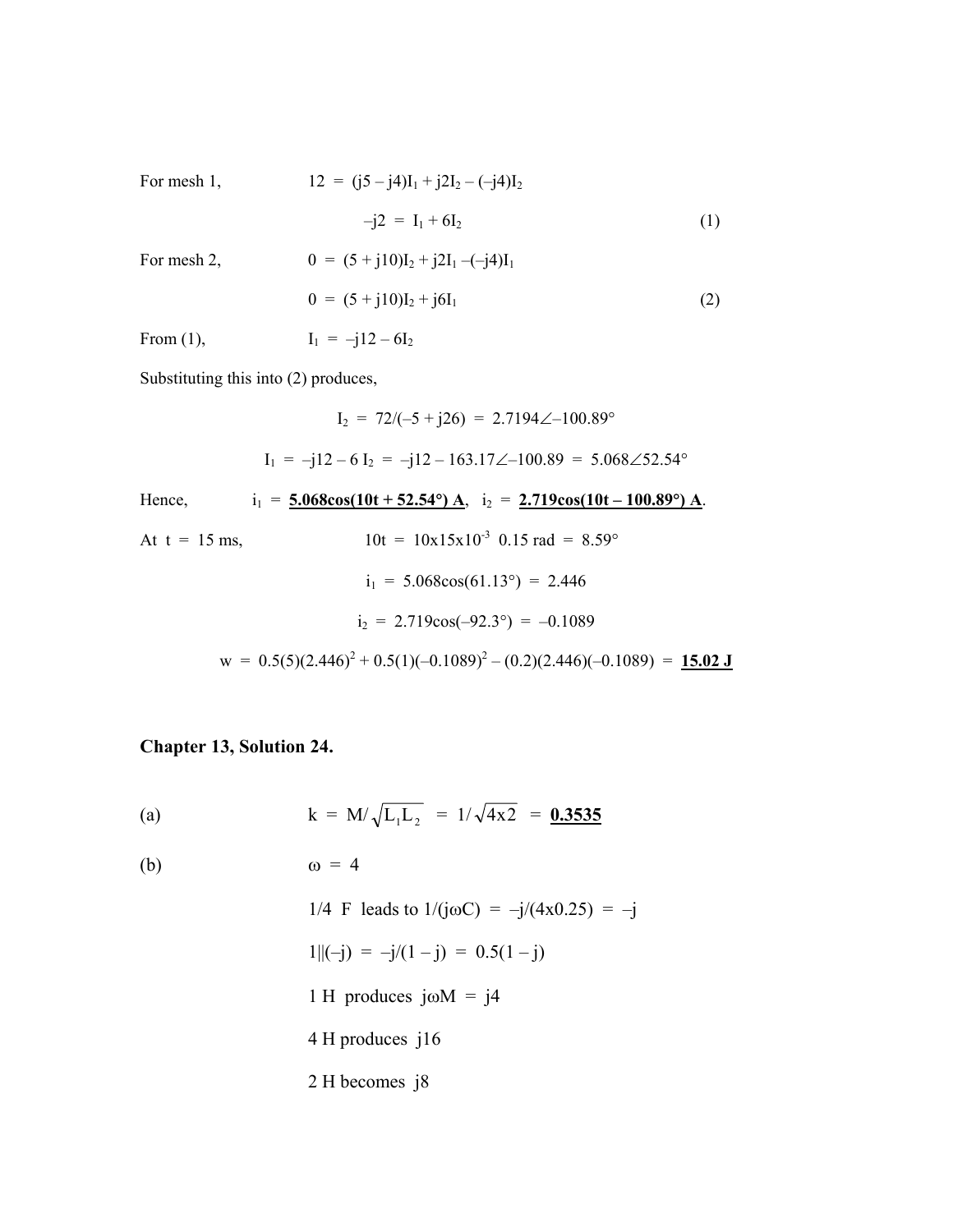For mesh 1, $\quad 12 = (j5 - j4)I_1 + j2I_2 - (-j4)I_2$

$$-j2 = I_1 + 6I_2 \qquad (1)$$

For mesh 2, $\quad 0 = (5 + j10)I_2 + j2I_1 - (-j4)I_1$

$$0 = (5 + j10)I_2 + j6I_1 \qquad (2)$$

From (1), $\quad I_1 = -j12 - 6I_2$

Substituting this into (2) produces,

$$I_2 = 72/(-5 + j26) = 2.7194\angle{-100.89°}$$

$$I_1 = -j12 - 6\,I_2 = -j12 - 163.17\angle{-100.89} = 5.068\angle{52.54°}$$

Hence, $\quad i_1 = \underline{\mathbf{5.068\cos(10t + 52.54°)\ A}}$, $\quad i_2 = \underline{\mathbf{2.719\cos(10t - 100.89°)\ A}}$.

At $t = 15$ ms, $\quad 10t = 10\text{x}15\text{x}10^{-3}\ \ 0.15 \text{ rad} = 8.59°$

$$i_1 = 5.068\cos(61.13°) = 2.446$$

$$i_2 = 2.719\cos(-92.3°) = -0.1089$$

$$w = 0.5(5)(2.446)^2 + 0.5(1)(-0.1089)^2 - (0.2)(2.446)(-0.1089) = \underline{\mathbf{15.02\ J}}$$

## Chapter 13, Solution 24.

(a) $\quad k = M/\sqrt{L_1L_2} = 1/\sqrt{4\text{x}2} = \underline{\mathbf{0.3535}}$

(b) $\quad \omega = 4$

$\quad 1/4$ F leads to $1/(j\omega C) = -j/(4\text{x}0.25) = -j$

$\quad 1\|(-j) = -j/(1 - j) = 0.5(1 - j)$

$\quad 1$ H produces $j\omega M = j4$

$\quad 4$ H produces $j16$

$\quad 2$ H becomes $j8$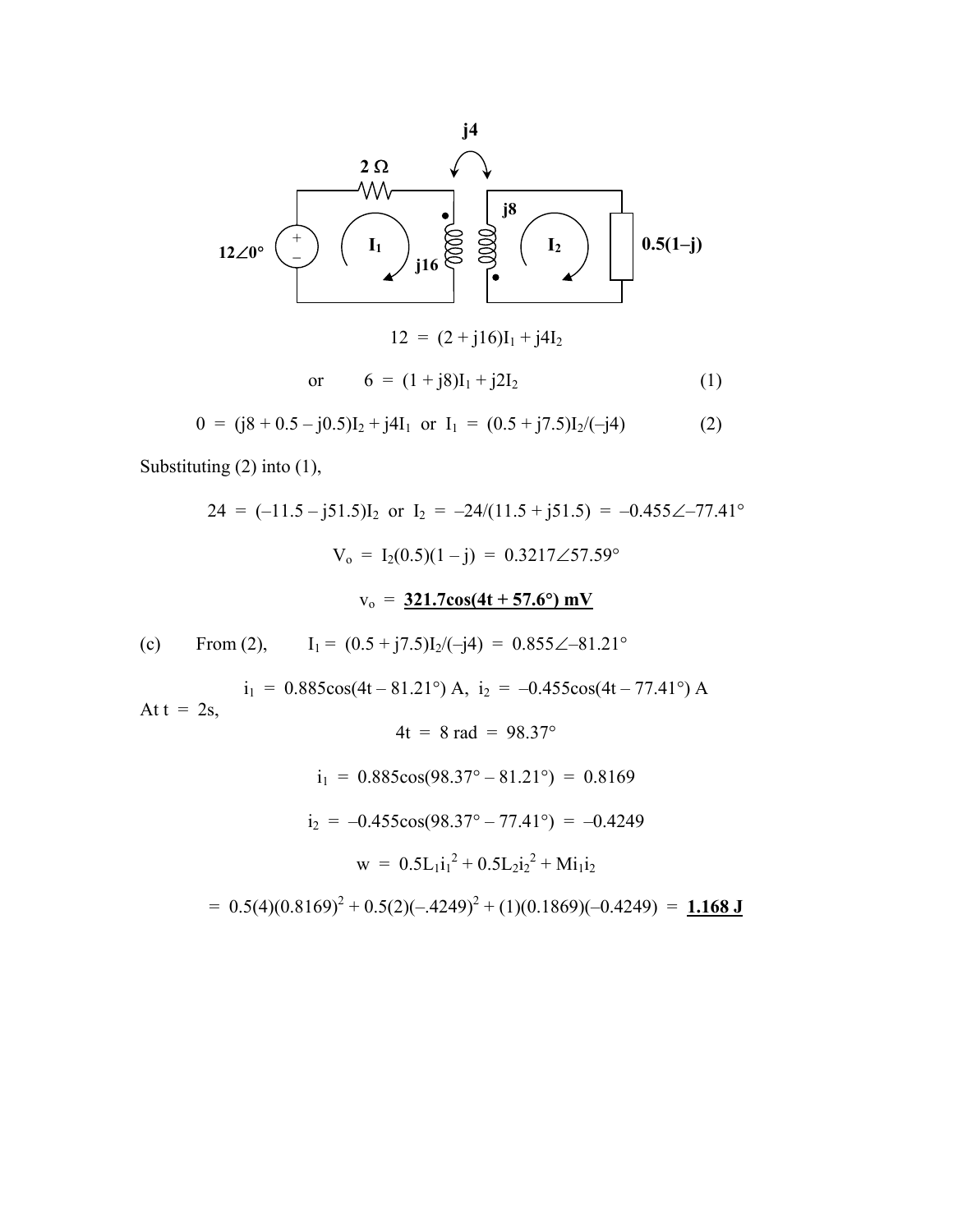j4

2 Ω

12∠0°　　I₁　　j16　　j8　　I₂　　0.5(1–j)

$$12 \;=\; (2 + j16)I_1 + j4I_2$$

$$\text{or} \qquad 6 \;=\; (1 + j8)I_1 + j2I_2 \qquad (1)$$

$$0 \;=\; (j8 + 0.5 - j0.5)I_2 + j4I_1 \;\text{ or }\; I_1 \;=\; (0.5 + j7.5)I_2/(-j4) \qquad (2)$$

Substituting (2) into (1),

$$24 \;=\; (-11.5 - j51.5)I_2 \;\text{ or }\; I_2 \;=\; -24/(11.5 + j51.5) \;=\; -0.455\angle{-77.41°}$$

$$V_o \;=\; I_2(0.5)(1 - j) \;=\; 0.3217\angle 57.59°$$

$$v_o \;=\; \underline{\mathbf{321.7\cos(4t + 57.6°)\ mV}}$$

(c) From (2), $I_1 = (0.5 + j7.5)I_2/(-j4) = 0.855\angle{-81.21°}$

$$i_1 \;=\; 0.885\cos(4t - 81.21°)\ \text{A}, \;\; i_2 \;=\; -0.455\cos(4t - 77.41°)\ \text{A}$$

At t = 2s,

$$4t \;=\; 8 \text{ rad} \;=\; 98.37°$$

$$i_1 \;=\; 0.885\cos(98.37° - 81.21°) \;=\; 0.8169$$

$$i_2 \;=\; -0.455\cos(98.37° - 77.41°) \;=\; -0.4249$$

$$w \;=\; 0.5L_1i_1^2 + 0.5L_2i_2^2 + Mi_1i_2$$

$$=\; 0.5(4)(0.8169)^2 + 0.5(2)(-.4249)^2 + (1)(0.1869)(-0.4249) \;=\; \underline{\mathbf{1.168\ J}}$$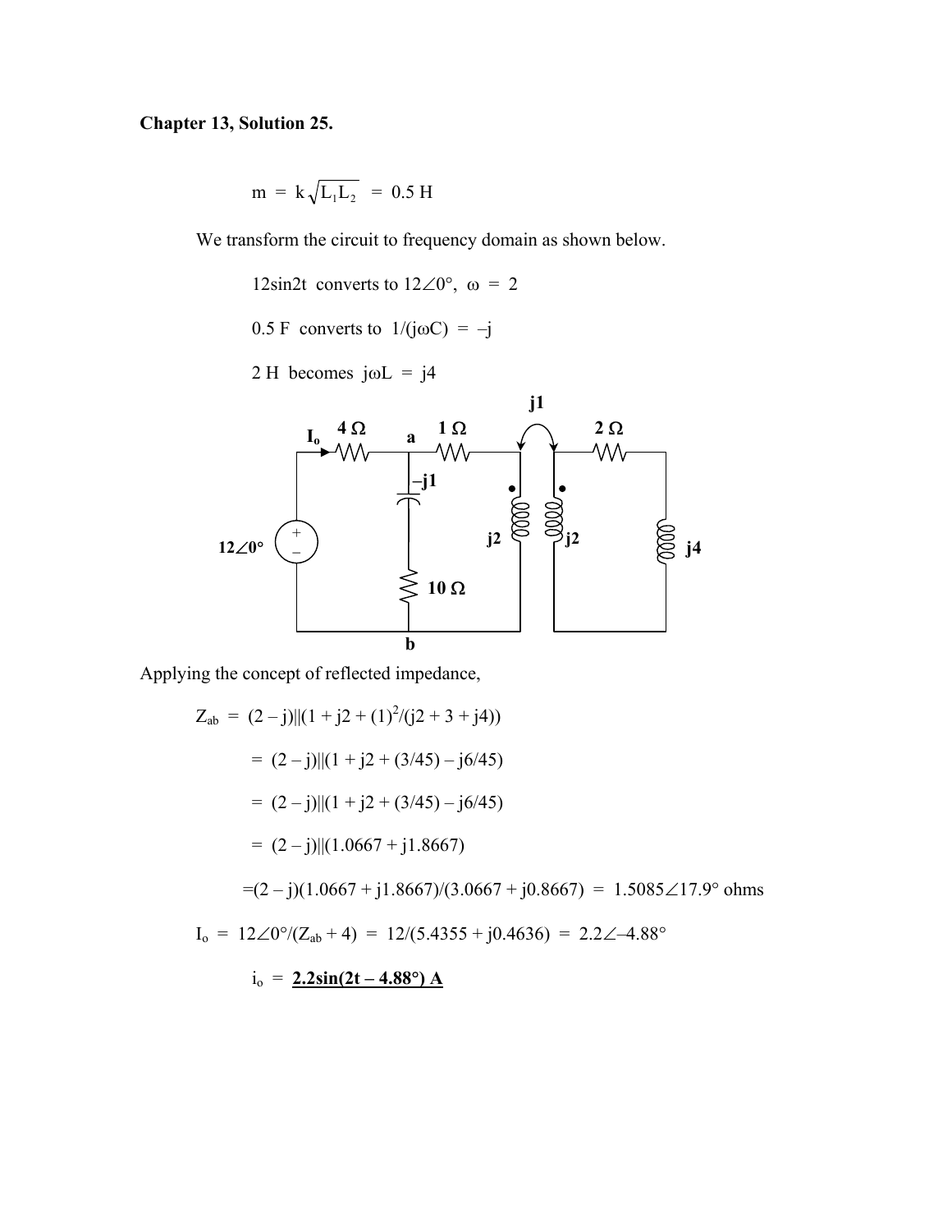**Chapter 13, Solution 25.**

$$m = k\sqrt{L_1L_2} = 0.5 \text{ H}$$

We transform the circuit to frequency domain as shown below.

12sin2t converts to $12\angle 0°$, $\omega = 2$

0.5 F converts to $1/(j\omega C) = -j$

2 H becomes $j\omega L = j4$

Applying the concept of reflected impedance,

$$Z_{ab} = (2 - j)||(1 + j2 + (1)^2/(j2 + 3 + j4))$$

$$= (2 - j)||(1 + j2 + (3/45) - j6/45)$$

$$= (2 - j)||(1 + j2 + (3/45) - j6/45)$$

$$= (2 - j)||(1.0667 + j1.8667)$$

$$=(2 - j)(1.0667 + j1.8667)/(3.0667 + j0.8667) = 1.5085\angle 17.9° \text{ ohms}$$

$$I_o = 12\angle 0°/(Z_{ab} + 4) = 12/(5.4355 + j0.4636) = 2.2\angle -4.88°$$

$$i_o = \underline{\mathbf{2.2\sin(2t - 4.88°)\ A}}$$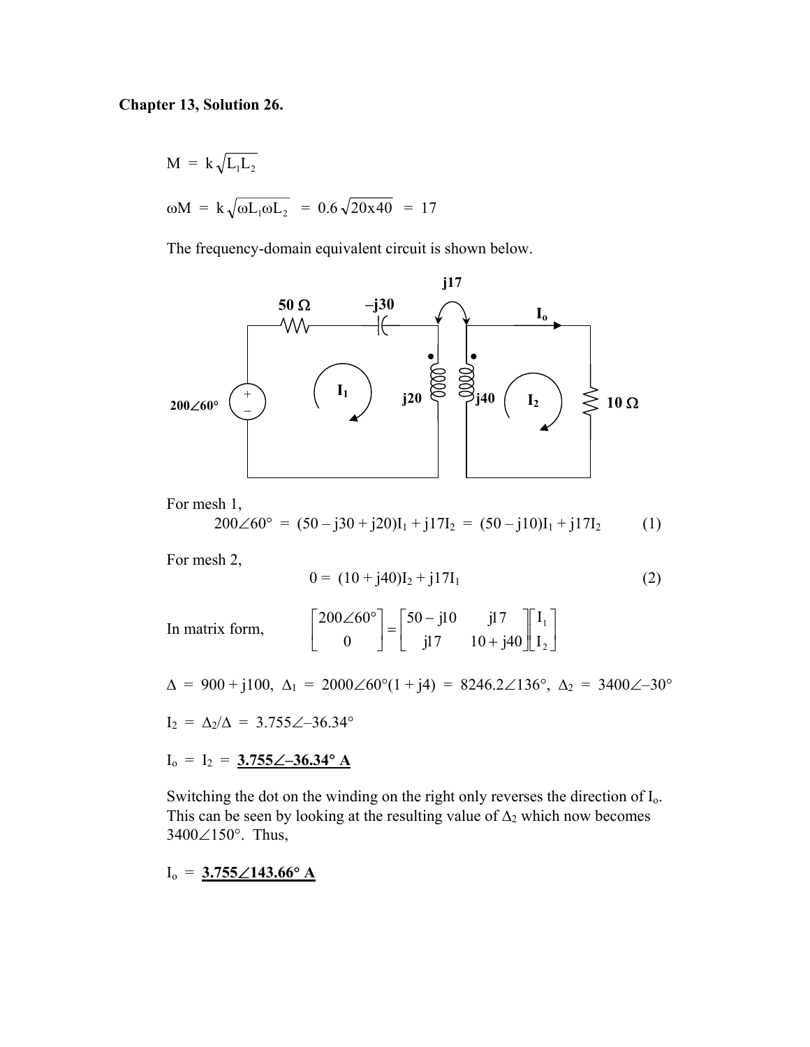**Chapter 13, Solution 26.**

$$M = k\sqrt{L_1L_2}$$

$$\omega M = k\sqrt{\omega L_1 \omega L_2} = 0.6\sqrt{20x40} = 17$$

The frequency-domain equivalent circuit is shown below.

For mesh 1,

$$200\angle 60° = (50 - j30 + j20)I_1 + j17I_2 = (50 - j10)I_1 + j17I_2 \qquad (1)$$

For mesh 2,

$$0 = (10 + j40)I_2 + j17I_1 \qquad (2)$$

In matrix form,

$$\begin{bmatrix} 200\angle 60° \\ 0 \end{bmatrix} = \begin{bmatrix} 50 - j10 & j17 \\ j17 & 10 + j40 \end{bmatrix} \begin{bmatrix} I_1 \\ I_2 \end{bmatrix}$$

$\Delta = 900 + j100$, $\Delta_1 = 2000\angle 60°(1 + j4) = 8246.2\angle 136°$, $\Delta_2 = 3400\angle -30°$

$I_2 = \Delta_2/\Delta = 3.755\angle -36.34°$

$I_o = I_2 =$ **$\underline{3.755\angle -36.34°\text{ A}}$**

Switching the dot on the winding on the right only reverses the direction of $I_o$. This can be seen by looking at the resulting value of $\Delta_2$ which now becomes $3400\angle 150°$. Thus,

$I_o =$ **$\underline{3.755\angle 143.66°\text{ A}}$**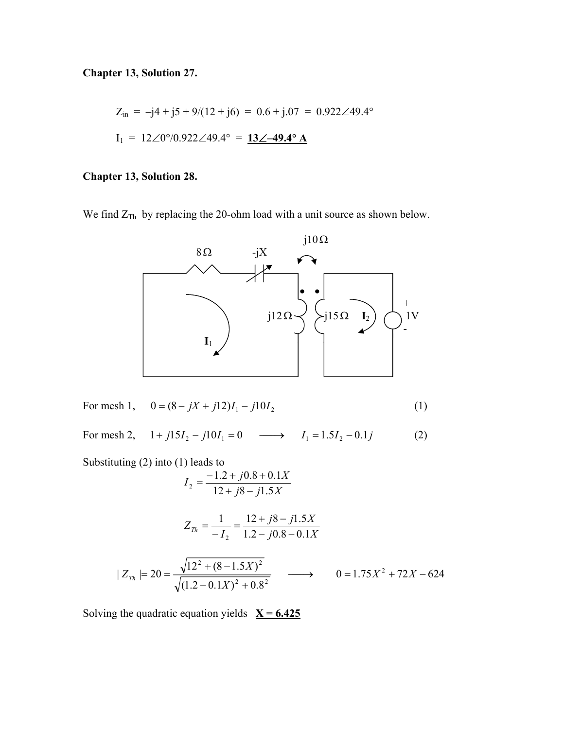**Chapter 13, Solution 27.**

$Z_{in} = -j4 + j5 + 9/(12 + j6) = 0.6 + j.07 = 0.922\angle 49.4°$

$I_1 = 12\angle 0°/0.922\angle 49.4° =$ **$13\angle -49.4°$ A**

**Chapter 13, Solution 28.**

We find $Z_{Th}$ by replacing the 20-ohm load with a unit source as shown below.

For mesh 1, $\quad 0 = (8 - jX + j12)I_1 - j10I_2 \qquad (1)$

For mesh 2, $\quad 1 + j15I_2 - j10I_1 = 0 \quad \longrightarrow \quad I_1 = 1.5I_2 - 0.1j \qquad (2)$

Substituting (2) into (1) leads to

$$I_2 = \frac{-1.2 + j0.8 + 0.1X}{12 + j8 - j1.5X}$$

$$Z_{Th} = \frac{1}{-I_2} = \frac{12 + j8 - j1.5X}{1.2 - j0.8 - 0.1X}$$

$$|Z_{Th}| = 20 = \frac{\sqrt{12^2 + (8 - 1.5X)^2}}{\sqrt{(1.2 - 0.1X)^2 + 0.8^2}} \quad \longrightarrow \quad 0 = 1.75X^2 + 72X - 624$$

Solving the quadratic equation yields **X = 6.425**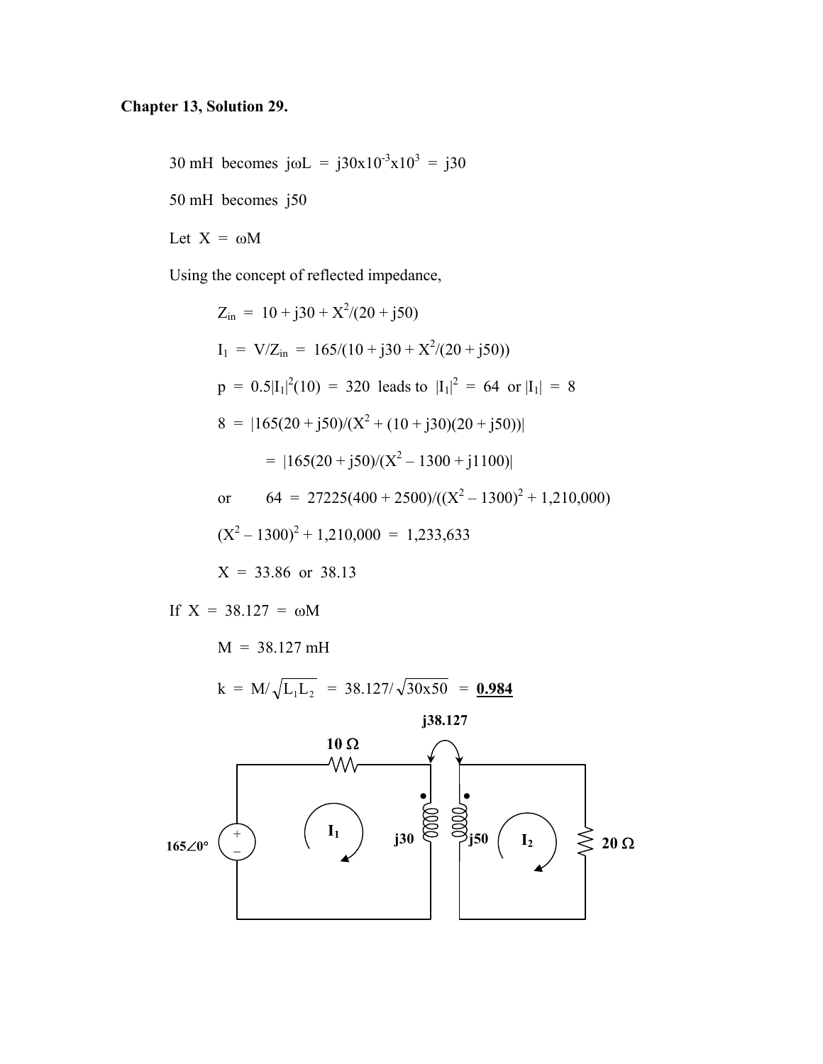## Chapter 13, Solution 29.

30 mH becomes $j\omega L = j30 \times 10^{-3} \times 10^{3} = j30$

50 mH becomes $j50$

Let $X = \omega M$

Using the concept of reflected impedance,

$$Z_{in} = 10 + j30 + X^2/(20 + j50)$$

$$I_1 = V/Z_{in} = 165/(10 + j30 + X^2/(20 + j50))$$

$$p = 0.5|I_1|^2(10) = 320 \text{ leads to } |I_1|^2 = 64 \text{ or } |I_1| = 8$$

$$8 = |165(20 + j50)/(X^2 + (10 + j30)(20 + j50))|$$

$$= |165(20 + j50)/(X^2 - 1300 + j1100)|$$

or $$64 = 27225(400 + 2500)/((X^2 - 1300)^2 + 1{,}210{,}000)$$

$$(X^2 - 1300)^2 + 1{,}210{,}000 = 1{,}233{,}633$$

$$X = 33.86 \text{ or } 38.13$$

If $X = 38.127 = \omega M$

$$M = 38.127 \text{ mH}$$

$$k = M/\sqrt{L_1 L_2} = 38.127/\sqrt{30 \times 50} = \underline{\mathbf{0.984}}$$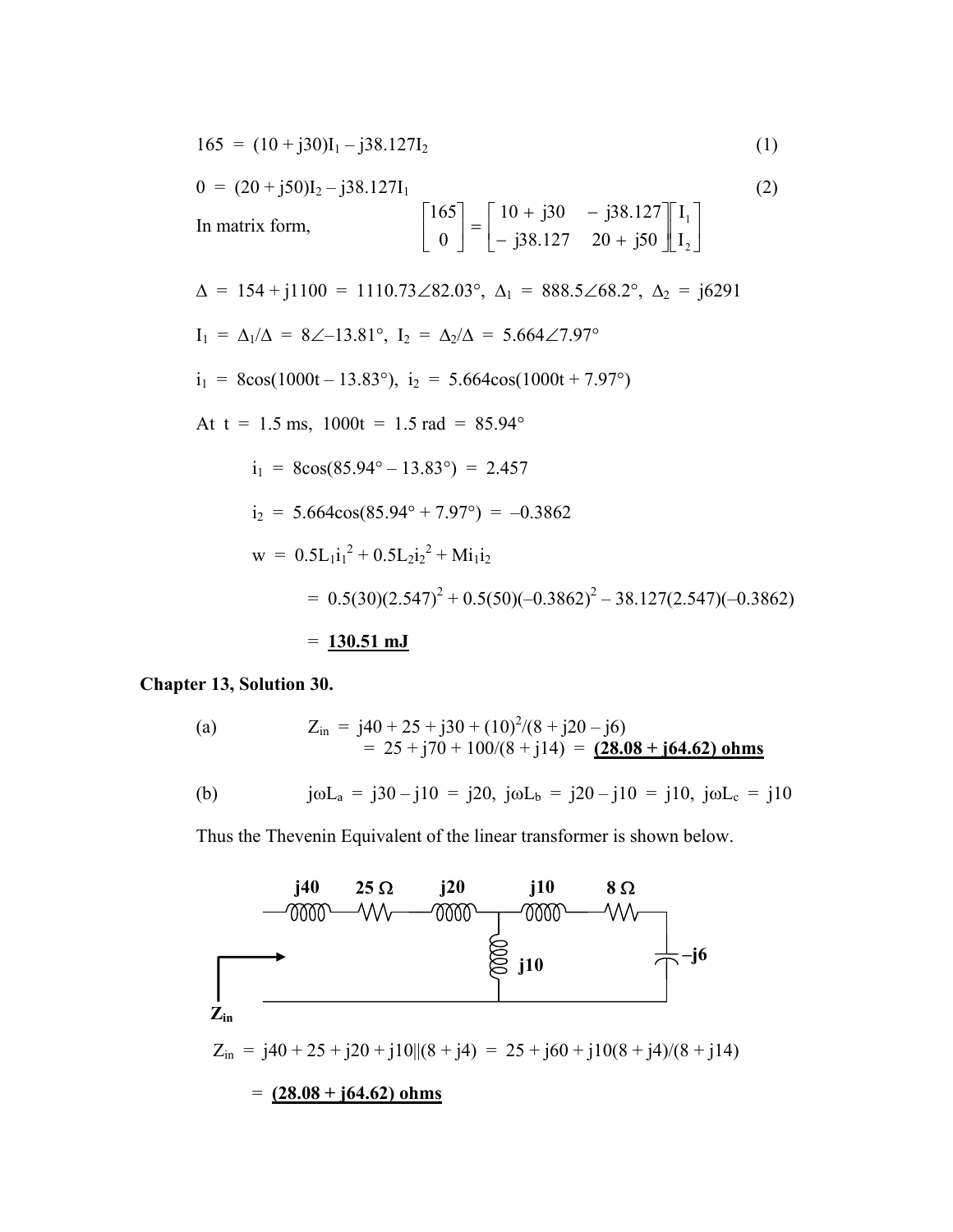$$165 = (10 + j30)I_1 - j38.127I_2 \quad (1)$$

$$0 = (20 + j50)I_2 - j38.127I_1 \quad (2)$$

In matrix form,
$$\begin{bmatrix} 165 \\ 0 \end{bmatrix} = \begin{bmatrix} 10 + j30 & -j38.127 \\ -j38.127 & 20 + j50 \end{bmatrix} \begin{bmatrix} I_1 \\ I_2 \end{bmatrix}$$

$\Delta = 154 + j1100 = 1110.73\angle 82.03°$, $\Delta_1 = 888.5\angle 68.2°$, $\Delta_2 = j6291$

$I_1 = \Delta_1/\Delta = 8\angle -13.81°$, $I_2 = \Delta_2/\Delta = 5.664\angle 7.97°$

$i_1 = 8\cos(1000t - 13.83°)$, $i_2 = 5.664\cos(1000t + 7.97°)$

At $t = 1.5$ ms, $1000t = 1.5$ rad $= 85.94°$

$$i_1 = 8\cos(85.94° - 13.83°) = 2.457$$

$$i_2 = 5.664\cos(85.94° + 7.97°) = -0.3862$$

$$w = 0.5L_1i_1^2 + 0.5L_2i_2^2 + Mi_1i_2$$

$$= 0.5(30)(2.547)^2 + 0.5(50)(-0.3862)^2 - 38.127(2.547)(-0.3862)$$

$$= \underline{\mathbf{130.51\ mJ}}$$

**Chapter 13, Solution 30.**

(a) $Z_{in} = j40 + 25 + j30 + (10)^2/(8 + j20 - j6)$
$= 25 + j70 + 100/(8 + j14) = \underline{\mathbf{(28.08 + j64.62)\ ohms}}$

(b) $j\omega L_a = j30 - j10 = j20$, $j\omega L_b = j20 - j10 = j10$, $j\omega L_c = j10$

Thus the Thevenin Equivalent of the linear transformer is shown below.

j40 | 25 Ω | j20 | j10 | 8 Ω | j10 | –j6 | $Z_{in}$

$Z_{in} = j40 + 25 + j20 + j10||(8 + j4) = 25 + j60 + j10(8 + j4)/(8 + j14)$

$= \underline{\mathbf{(28.08 + j64.62)\ ohms}}$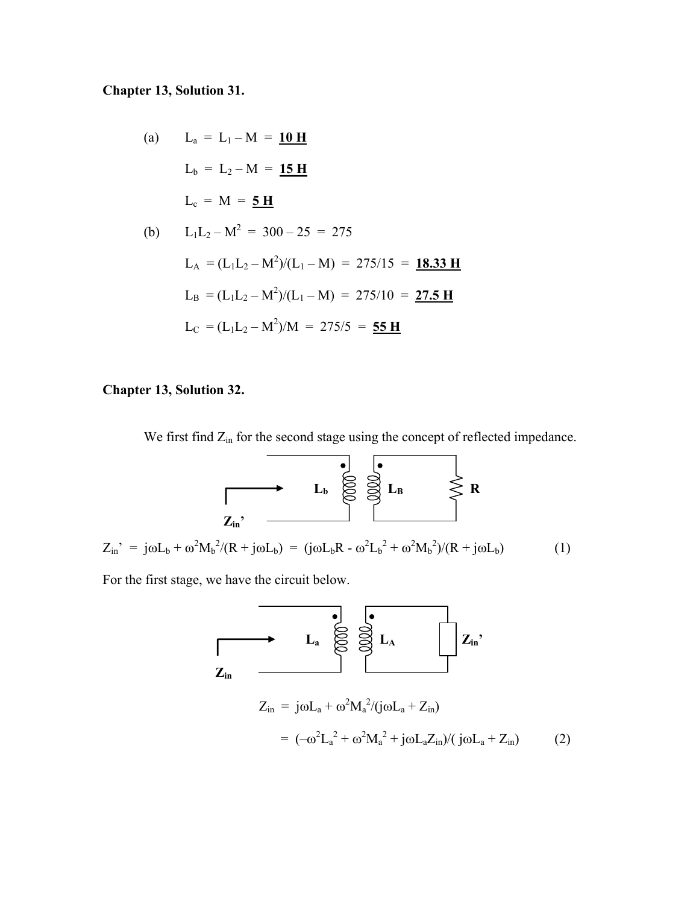**Chapter 13, Solution 31.**

(a) $L_a = L_1 - M = \underline{\textbf{10 H}}$

$L_b = L_2 - M = \underline{\textbf{15 H}}$

$L_c = M = \underline{\textbf{5 H}}$

(b) $L_1L_2 - M^2 = 300 - 25 = 275$

$L_A = (L_1L_2 - M^2)/(L_1 - M) = 275/15 = \underline{\textbf{18.33 H}}$

$L_B = (L_1L_2 - M^2)/(L_1 - M) = 275/10 = \underline{\textbf{27.5 H}}$

$L_C = (L_1L_2 - M^2)/M = 275/5 = \underline{\textbf{55 H}}$

**Chapter 13, Solution 32.**

We first find $Z_{in}$ for the second stage using the concept of reflected impedance.

$$Z_{in}' = j\omega L_b + \omega^2 M_b^2/(R + j\omega L_b) = (j\omega L_b R - \omega^2 L_b^2 + \omega^2 M_b^2)/(R + j\omega L_b) \qquad (1)$$

For the first stage, we have the circuit below.

$$Z_{in} = j\omega L_a + \omega^2 M_a^2/(j\omega L_a + Z_{in})$$

$$= (-\omega^2 L_a^2 + \omega^2 M_a^2 + j\omega L_a Z_{in})/(j\omega L_a + Z_{in}) \qquad (2)$$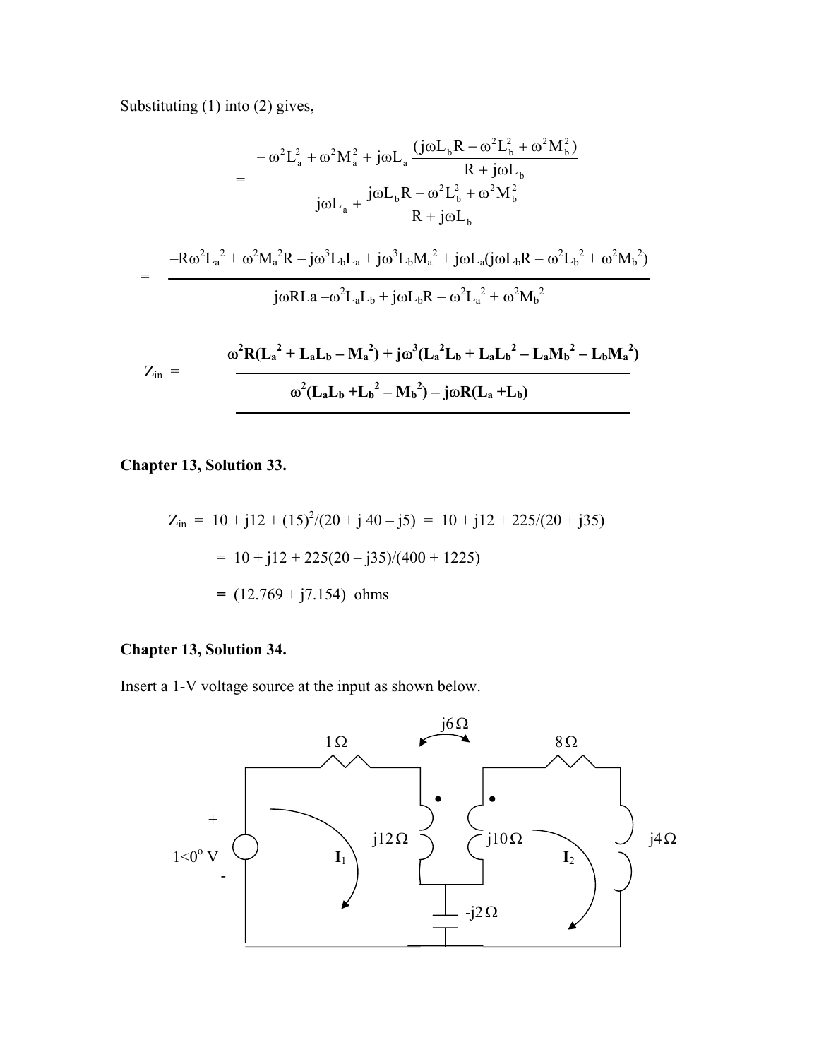Substituting (1) into (2) gives,

$$= \frac{-\omega^2 L_a^2 + \omega^2 M_a^2 + j\omega L_a \dfrac{(j\omega L_b R - \omega^2 L_b^2 + \omega^2 M_b^2)}{R + j\omega L_b}}{j\omega L_a + \dfrac{j\omega L_b R - \omega^2 L_b^2 + \omega^2 M_b^2}{R + j\omega L_b}}$$

$$= \frac{-R\omega^2 L_a^2 + \omega^2 M_a^2 R - j\omega^3 L_b L_a + j\omega^3 L_b M_a^2 + j\omega L_a(j\omega L_b R - \omega^2 L_b^2 + \omega^2 M_b^2)}{j\omega R La - \omega^2 L_a L_b + j\omega L_b R - \omega^2 L_a^2 + \omega^2 M_b^2}$$

$$Z_{in} = \frac{\omega^2 R(L_a^2 + L_a L_b - M_a^2) + j\omega^3(L_a^2 L_b + L_a L_b^2 - L_a M_b^2 - L_b M_a^2)}{\omega^2(L_a L_b + L_b^2 - M_b^2) - j\omega R(L_a + L_b)}$$

**Chapter 13, Solution 33.**

$Z_{in} = 10 + j12 + (15)^2/(20 + j40 - j5) = 10 + j12 + 225/(20 + j35)$

$= 10 + j12 + 225(20 - j35)/(400 + 1225)$

$=$ (12.769 + j7.154) ohms

**Chapter 13, Solution 34.**

Insert a 1-V voltage source at the input as shown below.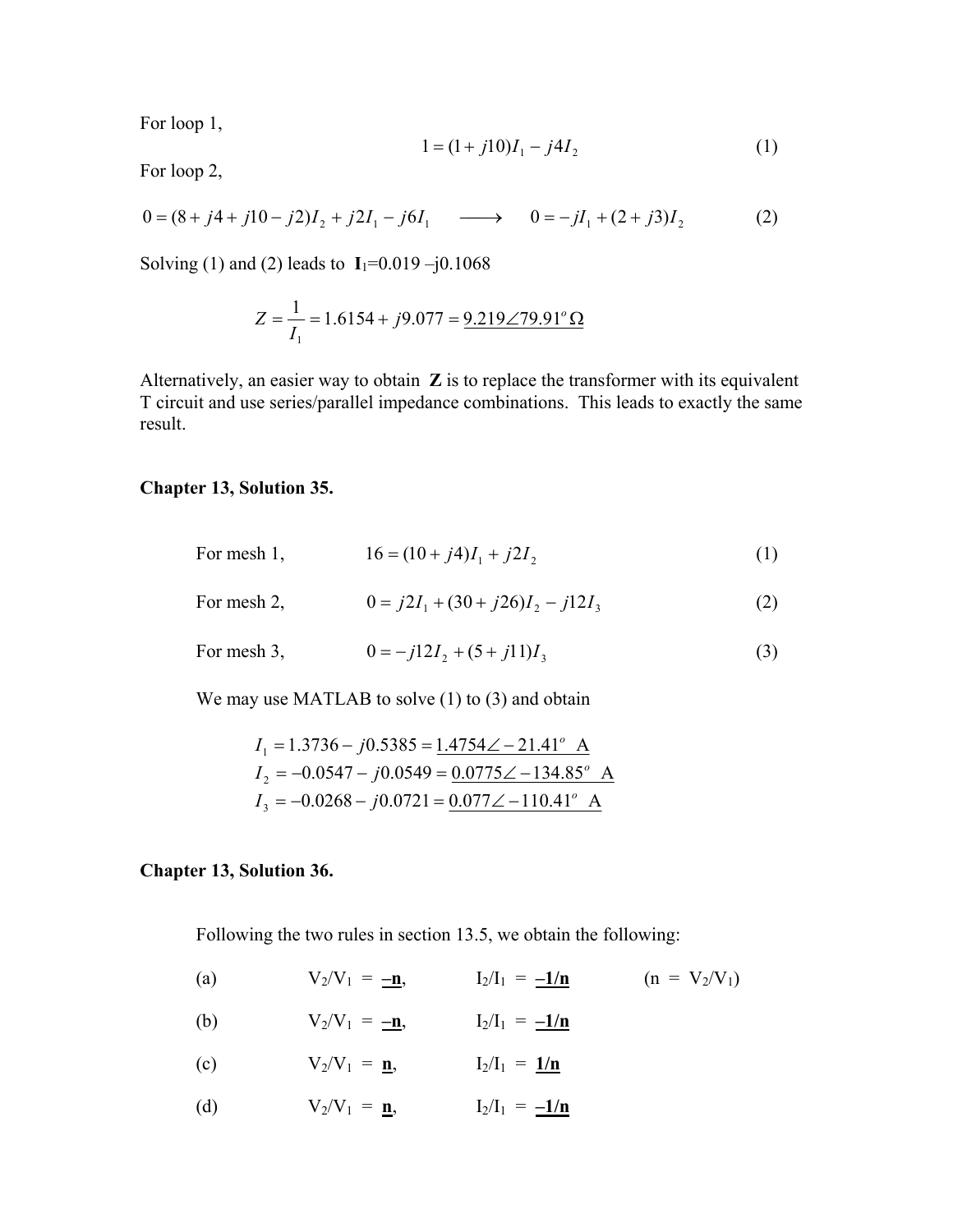For loop 1,

$$1 = (1 + j10)I_1 - j4I_2 \qquad (1)$$

For loop 2,

$$0 = (8 + j4 + j10 - j2)I_2 + j2I_1 - j6I_1 \quad \longrightarrow \quad 0 = -jI_1 + (2 + j3)I_2 \qquad (2)$$

Solving (1) and (2) leads to $\mathbf{I}_1$=0.019 –j0.1068

$$Z = \frac{1}{I_1} = 1.6154 + j9.077 = \underline{9.219\angle 79.91^o\,\Omega}$$

Alternatively, an easier way to obtain **Z** is to replace the transformer with its equivalent T circuit and use series/parallel impedance combinations. This leads to exactly the same result.

**Chapter 13, Solution 35.**

For mesh 1, $$16 = (10 + j4)I_1 + j2I_2 \qquad (1)$$

For mesh 2, $$0 = j2I_1 + (30 + j26)I_2 - j12I_3 \qquad (2)$$

For mesh 3, $$0 = -j12I_2 + (5 + j11)I_3 \qquad (3)$$

We may use MATLAB to solve (1) to (3) and obtain

$$I_1 = 1.3736 - j0.5385 = \underline{1.4754\angle -21.41^o \text{ A}}$$
$$I_2 = -0.0547 - j0.0549 = \underline{0.0775\angle -134.85^o \text{ A}}$$
$$I_3 = -0.0268 - j0.0721 = \underline{0.077\angle -110.41^o \text{ A}}$$

**Chapter 13, Solution 36.**

Following the two rules in section 13.5, we obtain the following:

(a) $V_2/V_1$ = **$\underline{-n}$**, $I_2/I_1$ = **$\underline{-1/n}$** ($n$ = $V_2/V_1$)

(b) $V_2/V_1$ = **$\underline{-n}$**, $I_2/I_1$ = **$\underline{-1/n}$**

(c) $V_2/V_1$ = **$\underline{n}$**, $I_2/I_1$ = **$\underline{1/n}$**

(d) $V_2/V_1$ = **$\underline{n}$**, $I_2/I_1$ = **$\underline{-1/n}$**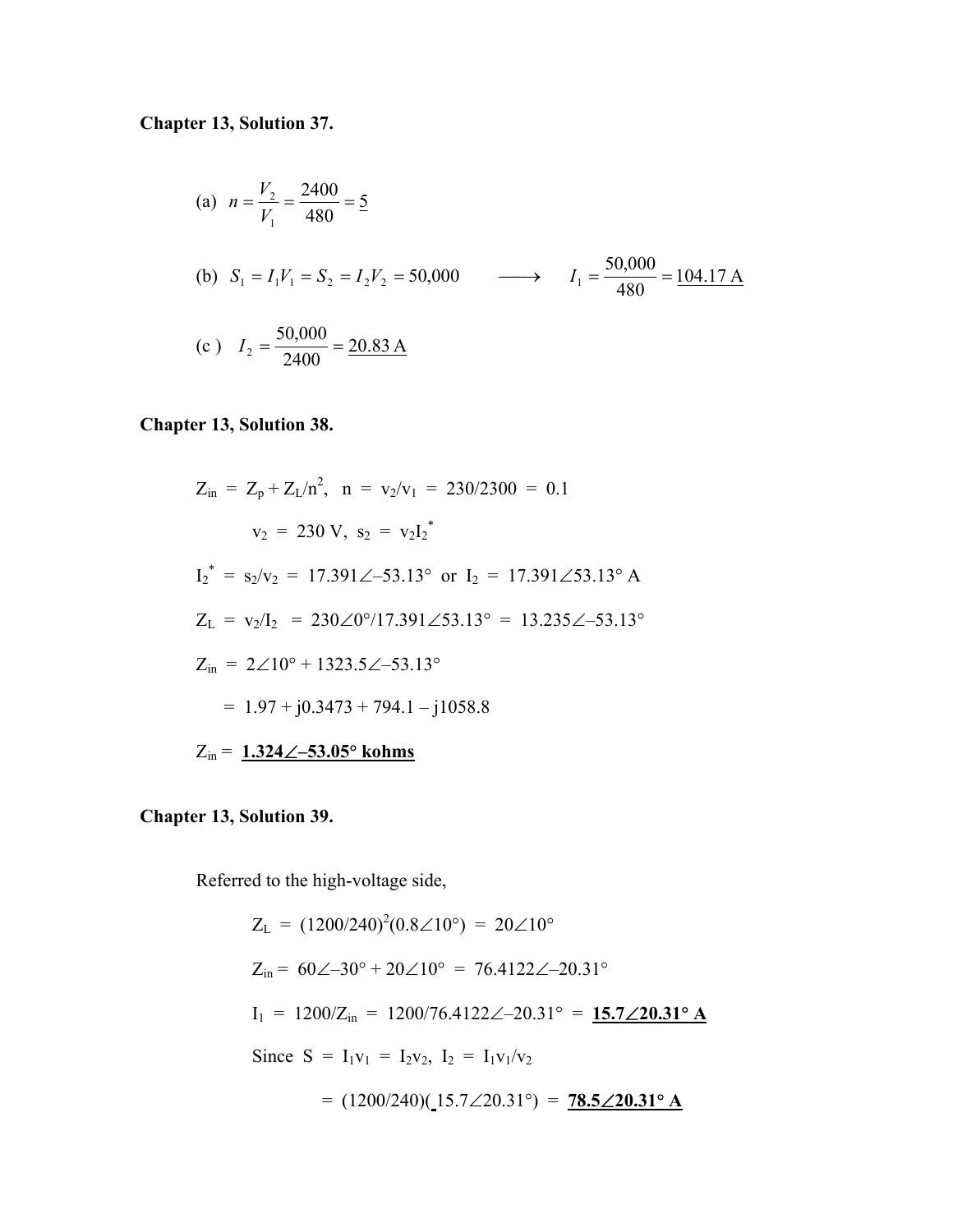**Chapter 13, Solution 37.**

(a) $n = \frac{V_2}{V_1} = \frac{2400}{480} = \underline{5}$

(b) $S_1 = I_1 V_1 = S_2 = I_2 V_2 = 50{,}000 \quad \longrightarrow \quad I_1 = \frac{50{,}000}{480} = \underline{104.17\text{ A}}$

(c ) $I_2 = \frac{50{,}000}{2400} = \underline{20.83\text{ A}}$

**Chapter 13, Solution 38.**

$Z_{in} = Z_p + Z_L/n^2, \quad n = v_2/v_1 = 230/2300 = 0.1$

$v_2 = 230\text{ V}, \quad s_2 = v_2 I_2^*$

$I_2^* = s_2/v_2 = 17.391\angle{-53.13^\circ}$ or $I_2 = 17.391\angle{53.13^\circ}$ A

$Z_L = v_2/I_2 = 230\angle{0^\circ}/17.391\angle{53.13^\circ} = 13.235\angle{-53.13^\circ}$

$Z_{in} = 2\angle{10^\circ} + 1323.5\angle{-53.13^\circ}$

$= 1.97 + j0.3473 + 794.1 - j1058.8$

$Z_{in} =$ $\underline{\mathbf{1.324\angle{-53.05^\circ}\ kohms}}$

**Chapter 13, Solution 39.**

Referred to the high-voltage side,

$Z_L = (1200/240)^2(0.8\angle{10^\circ}) = 20\angle{10^\circ}$

$Z_{in} = 60\angle{-30^\circ} + 20\angle{10^\circ} = 76.4122\angle{-20.31^\circ}$

$I_1 = 1200/Z_{in} = 1200/76.4122\angle{-20.31^\circ} =$ $\underline{\mathbf{15.7\angle{20.31^\circ}\ A}}$

Since $S = I_1 v_1 = I_2 v_2, \; I_2 = I_1 v_1/v_2$

$= (1200/240)(15.7\angle{20.31^\circ}) =$ $\underline{\mathbf{78.5\angle{20.31^\circ}\ A}}$